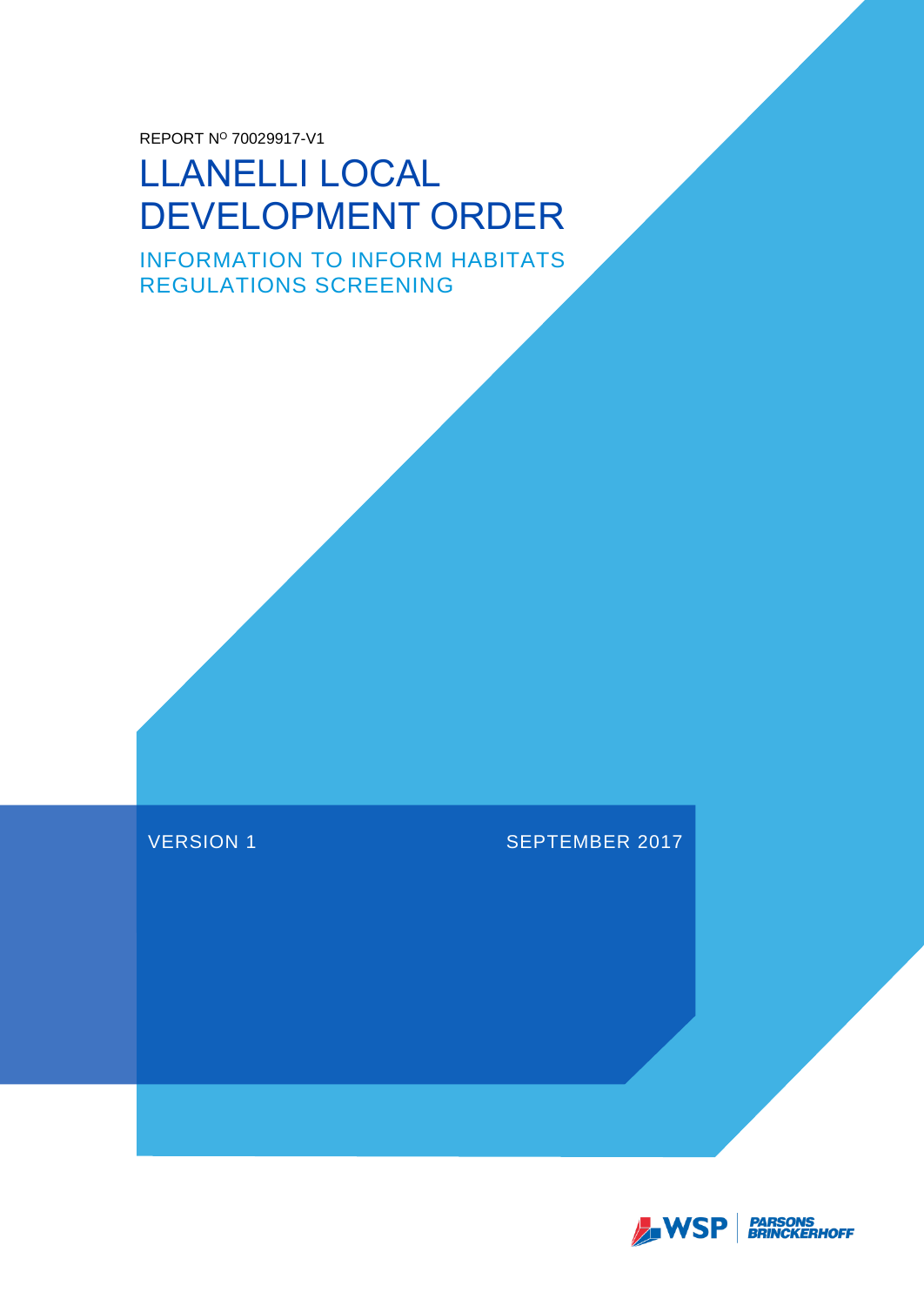REPORT Nº 70029917-V1

# LLANELLI LOCAL DEVELOPMENT ORDER

## INFORMATION TO INFORM HABITATS REGULATIONS SCREENING

VERSION 1

SEPTEMBER 2017

WSP | PARSONS BRINCKERHOFF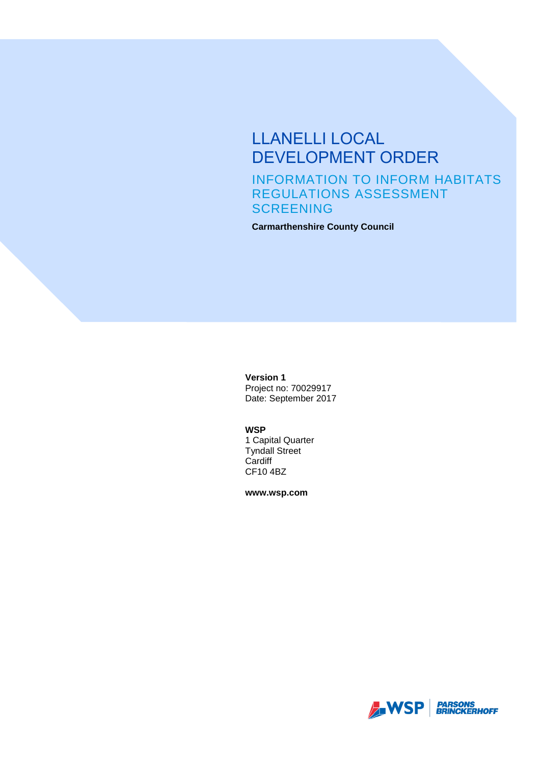# LLANELLI LOCAL DEVELOPMENT ORDER

## INFORMATION TO INFORM HABITATS REGULATIONS ASSESSMENT SCREENING

**Carmarthenshire County Council**

**Version 1**
Project no: 70029917
Date: September 2017

**WSP**
1 Capital Quarter
Tyndall Street
Cardiff
CF10 4BZ

**www.wsp.com**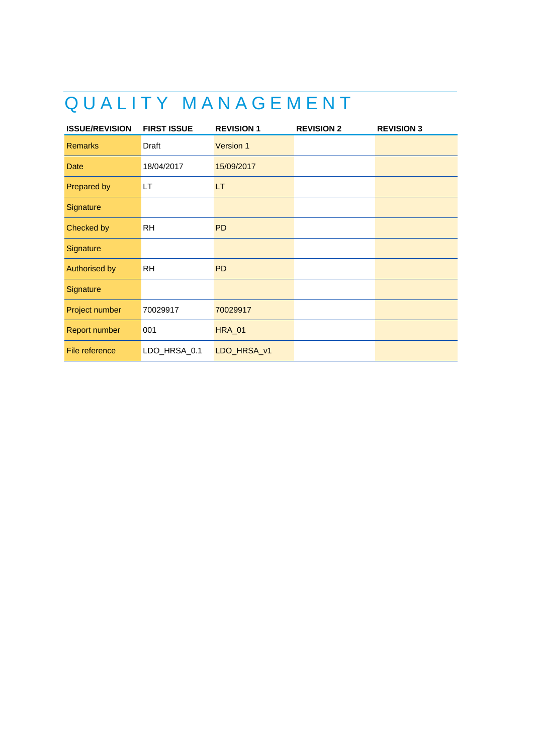# QUALITY MANAGEMENT

| ISSUE/REVISION | FIRST ISSUE | REVISION 1 | REVISION 2 | REVISION 3 |
|---|---|---|---|---|
| Remarks | Draft | Version 1 | | |
| Date | 18/04/2017 | 15/09/2017 | | |
| Prepared by | LT | LT | | |
| Signature | | | | |
| Checked by | RH | PD | | |
| Signature | | | | |
| Authorised by | RH | PD | | |
| Signature | | | | |
| Project number | 70029917 | 70029917 | | |
| Report number | 001 | HRA_01 | | |
| File reference | LDO_HRSA_0.1 | LDO_HRSA_v1 | | |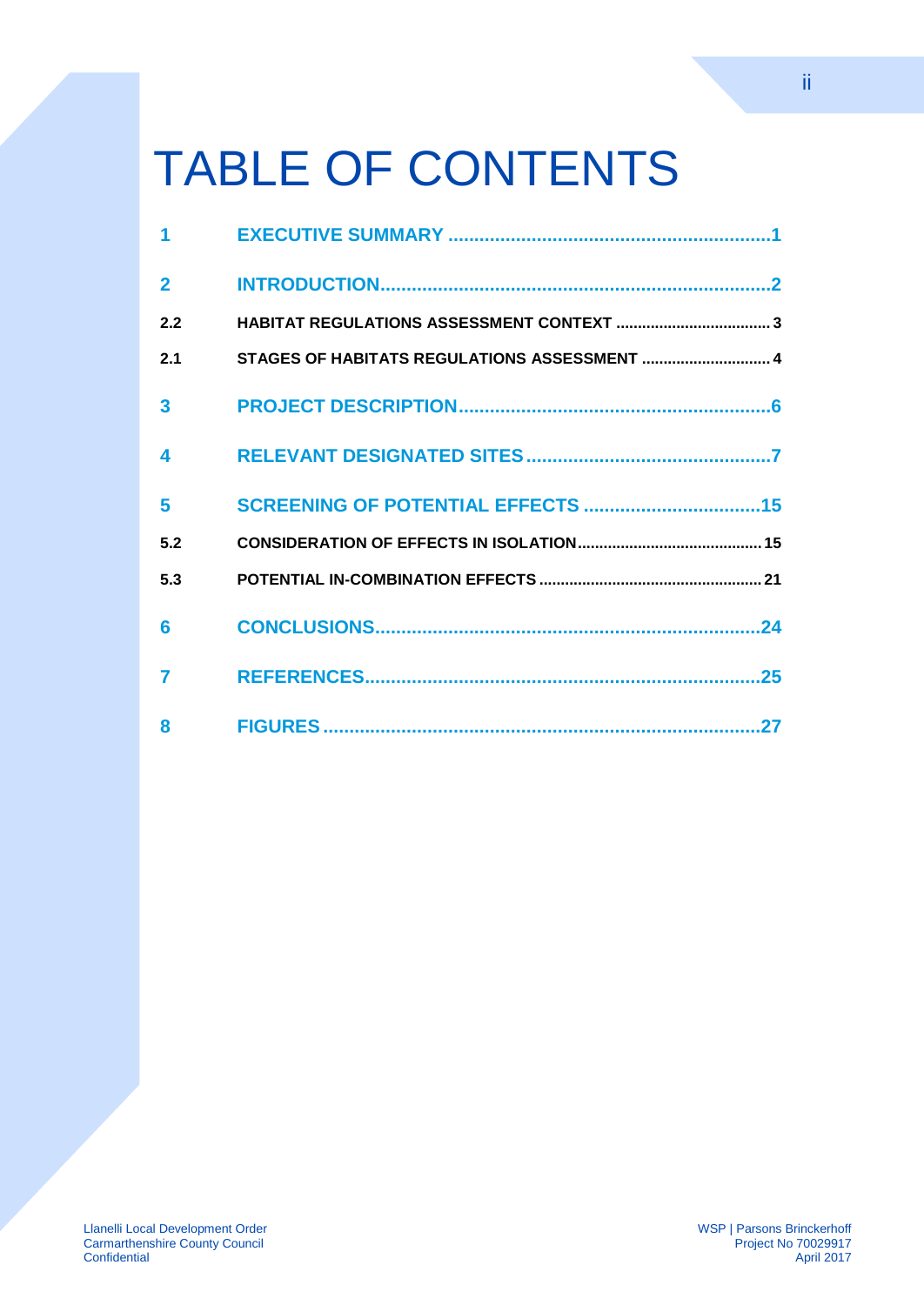# TABLE OF CONTENTS

| | | |
|---|---|---|
| **1** | **EXECUTIVE SUMMARY** | **1** |
| **2** | **INTRODUCTION** | **2** |
| **2.2** | **HABITAT REGULATIONS ASSESSMENT CONTEXT** | **3** |
| **2.1** | **STAGES OF HABITATS REGULATIONS ASSESSMENT** | **4** |
| **3** | **PROJECT DESCRIPTION** | **6** |
| **4** | **RELEVANT DESIGNATED SITES** | **7** |
| **5** | **SCREENING OF POTENTIAL EFFECTS** | **15** |
| **5.2** | **CONSIDERATION OF EFFECTS IN ISOLATION** | **15** |
| **5.3** | **POTENTIAL IN-COMBINATION EFFECTS** | **21** |
| **6** | **CONCLUSIONS** | **24** |
| **7** | **REFERENCES** | **25** |
| **8** | **FIGURES** | **27** |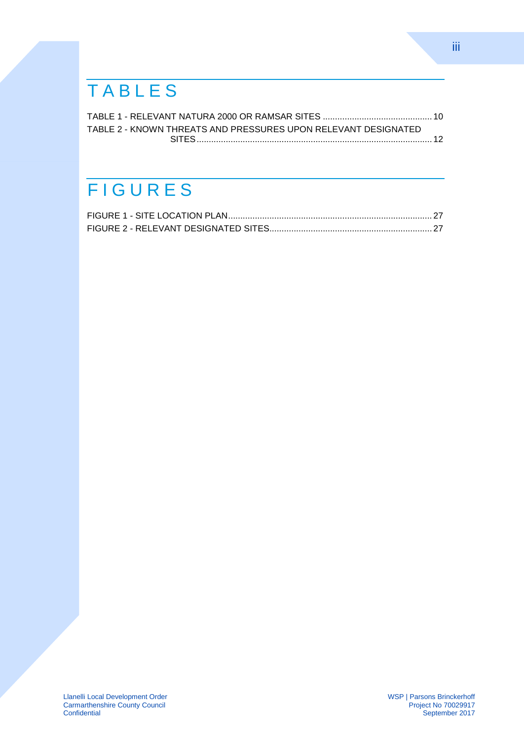# TABLES

TABLE 1 - RELEVANT NATURA 2000 OR RAMSAR SITES ............................................ 10

TABLE 2 - KNOWN THREATS AND PRESSURES UPON RELEVANT DESIGNATED SITES ............................................................................................ 12

# FIGURES

FIGURE 1 - SITE LOCATION PLAN ................................................................................ 27

FIGURE 2 - RELEVANT DESIGNATED SITES ................................................................. 27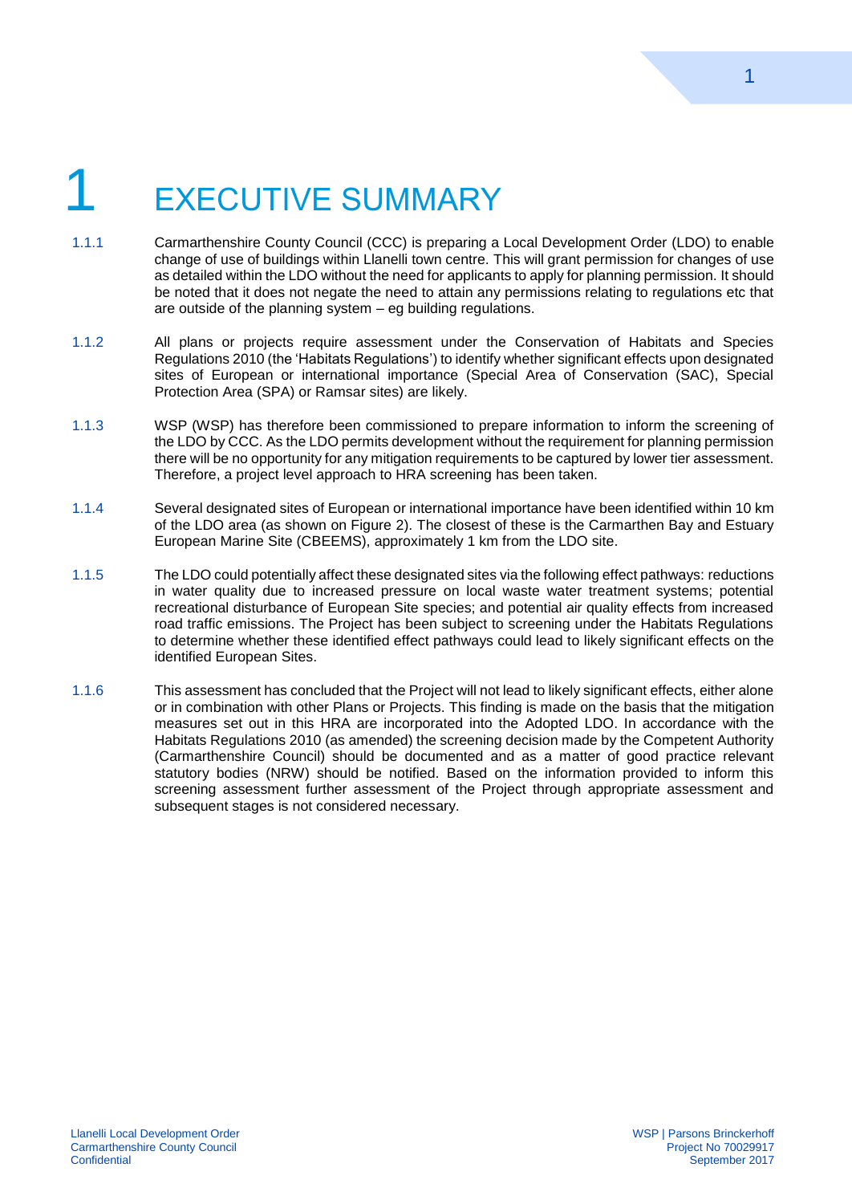# 1 EXECUTIVE SUMMARY

1.1.1 Carmarthenshire County Council (CCC) is preparing a Local Development Order (LDO) to enable change of use of buildings within Llanelli town centre. This will grant permission for changes of use as detailed within the LDO without the need for applicants to apply for planning permission. It should be noted that it does not negate the need to attain any permissions relating to regulations etc that are outside of the planning system – eg building regulations.

1.1.2 All plans or projects require assessment under the Conservation of Habitats and Species Regulations 2010 (the 'Habitats Regulations') to identify whether significant effects upon designated sites of European or international importance (Special Area of Conservation (SAC), Special Protection Area (SPA) or Ramsar sites) are likely.

1.1.3 WSP (WSP) has therefore been commissioned to prepare information to inform the screening of the LDO by CCC. As the LDO permits development without the requirement for planning permission there will be no opportunity for any mitigation requirements to be captured by lower tier assessment. Therefore, a project level approach to HRA screening has been taken.

1.1.4 Several designated sites of European or international importance have been identified within 10 km of the LDO area (as shown on Figure 2). The closest of these is the Carmarthen Bay and Estuary European Marine Site (CBEEMS), approximately 1 km from the LDO site.

1.1.5 The LDO could potentially affect these designated sites via the following effect pathways: reductions in water quality due to increased pressure on local waste water treatment systems; potential recreational disturbance of European Site species; and potential air quality effects from increased road traffic emissions. The Project has been subject to screening under the Habitats Regulations to determine whether these identified effect pathways could lead to likely significant effects on the identified European Sites.

1.1.6 This assessment has concluded that the Project will not lead to likely significant effects, either alone or in combination with other Plans or Projects. This finding is made on the basis that the mitigation measures set out in this HRA are incorporated into the Adopted LDO. In accordance with the Habitats Regulations 2010 (as amended) the screening decision made by the Competent Authority (Carmarthenshire Council) should be documented and as a matter of good practice relevant statutory bodies (NRW) should be notified. Based on the information provided to inform this screening assessment further assessment of the Project through appropriate assessment and subsequent stages is not considered necessary.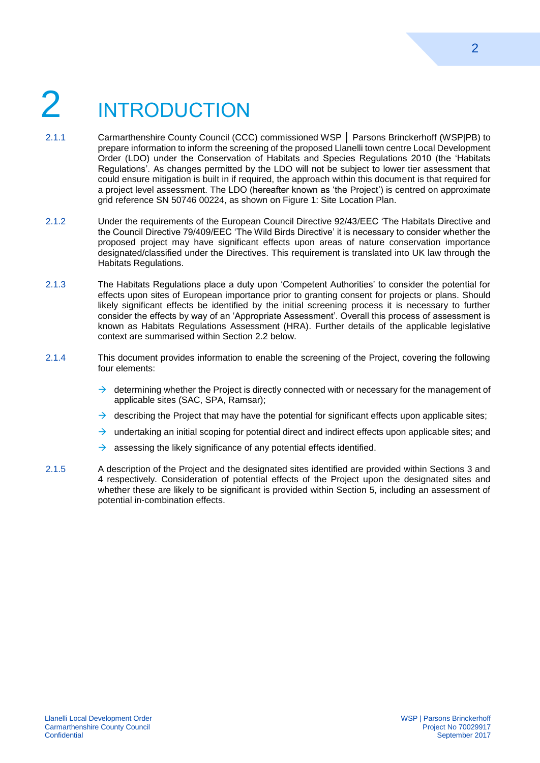# 2 INTRODUCTION

2.1.1 Carmarthenshire County Council (CCC) commissioned WSP │ Parsons Brinckerhoff (WSP|PB) to prepare information to inform the screening of the proposed Llanelli town centre Local Development Order (LDO) under the Conservation of Habitats and Species Regulations 2010 (the 'Habitats Regulations'. As changes permitted by the LDO will not be subject to lower tier assessment that could ensure mitigation is built in if required, the approach within this document is that required for a project level assessment. The LDO (hereafter known as 'the Project') is centred on approximate grid reference SN 50746 00224, as shown on Figure 1: Site Location Plan.

2.1.2 Under the requirements of the European Council Directive 92/43/EEC 'The Habitats Directive and the Council Directive 79/409/EEC 'The Wild Birds Directive' it is necessary to consider whether the proposed project may have significant effects upon areas of nature conservation importance designated/classified under the Directives. This requirement is translated into UK law through the Habitats Regulations.

2.1.3 The Habitats Regulations place a duty upon 'Competent Authorities' to consider the potential for effects upon sites of European importance prior to granting consent for projects or plans. Should likely significant effects be identified by the initial screening process it is necessary to further consider the effects by way of an 'Appropriate Assessment'. Overall this process of assessment is known as Habitats Regulations Assessment (HRA). Further details of the applicable legislative context are summarised within Section 2.2 below.

2.1.4 This document provides information to enable the screening of the Project, covering the following four elements:

- determining whether the Project is directly connected with or necessary for the management of applicable sites (SAC, SPA, Ramsar);
- describing the Project that may have the potential for significant effects upon applicable sites;
- undertaking an initial scoping for potential direct and indirect effects upon applicable sites; and
- assessing the likely significance of any potential effects identified.

2.1.5 A description of the Project and the designated sites identified are provided within Sections 3 and 4 respectively. Consideration of potential effects of the Project upon the designated sites and whether these are likely to be significant is provided within Section 5, including an assessment of potential in-combination effects.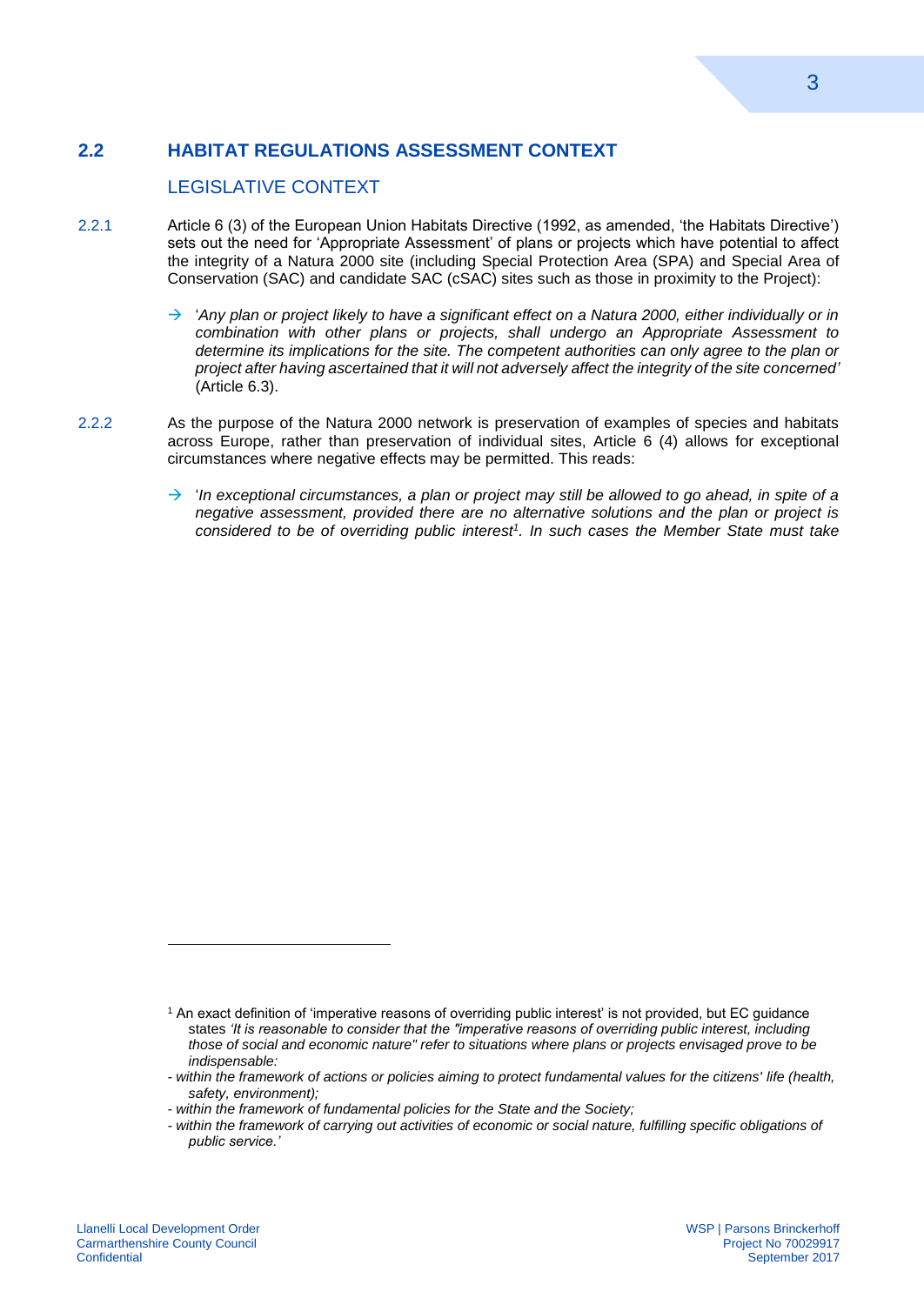## 2.2 HABITAT REGULATIONS ASSESSMENT CONTEXT

### LEGISLATIVE CONTEXT

2.2.1 Article 6 (3) of the European Union Habitats Directive (1992, as amended, 'the Habitats Directive') sets out the need for 'Appropriate Assessment' of plans or projects which have potential to affect the integrity of a Natura 2000 site (including Special Protection Area (SPA) and Special Area of Conservation (SAC) and candidate SAC (cSAC) sites such as those in proximity to the Project):

→ '*Any plan or project likely to have a significant effect on a Natura 2000, either individually or in combination with other plans or projects, shall undergo an Appropriate Assessment to determine its implications for the site. The competent authorities can only agree to the plan or project after having ascertained that it will not adversely affect the integrity of the site concerned'* (Article 6.3).

2.2.2 As the purpose of the Natura 2000 network is preservation of examples of species and habitats across Europe, rather than preservation of individual sites, Article 6 (4) allows for exceptional circumstances where negative effects may be permitted. This reads:

→ '*In exceptional circumstances, a plan or project may still be allowed to go ahead, in spite of a negative assessment, provided there are no alternative solutions and the plan or project is considered to be of overriding public interest[1]. In such cases the Member State must take*

---

[1] An exact definition of 'imperative reasons of overriding public interest' is not provided, but EC guidance states *'It is reasonable to consider that the "imperative reasons of overriding public interest, including those of social and economic nature" refer to situations where plans or projects envisaged prove to be indispensable:*

*- within the framework of actions or policies aiming to protect fundamental values for the citizens' life (health, safety, environment);*

*- within the framework of fundamental policies for the State and the Society;*

*- within the framework of carrying out activities of economic or social nature, fulfilling specific obligations of public service.'*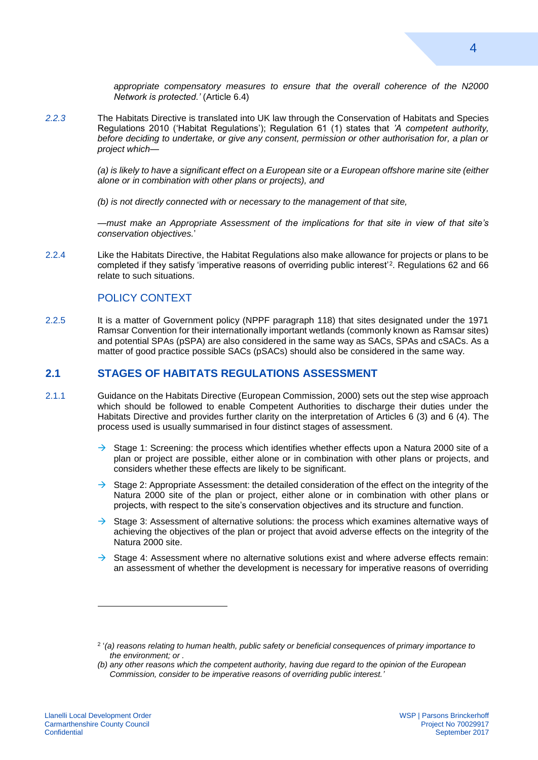*appropriate compensatory measures to ensure that the overall coherence of the N2000 Network is protected.'* (Article 6.4)

*2.2.3* The Habitats Directive is translated into UK law through the Conservation of Habitats and Species Regulations 2010 ('Habitat Regulations'); Regulation 61 (1) states that *'A competent authority, before deciding to undertake, or give any consent, permission or other authorisation for, a plan or project which—*

*(a) is likely to have a significant effect on a European site or a European offshore marine site (either alone or in combination with other plans or projects), and*

*(b) is not directly connected with or necessary to the management of that site,*

*—must make an Appropriate Assessment of the implications for that site in view of that site's conservation objectives.*'

2.2.4 Like the Habitats Directive, the Habitat Regulations also make allowance for projects or plans to be completed if they satisfy 'imperative reasons of overriding public interest'[2]. Regulations 62 and 66 relate to such situations.

### POLICY CONTEXT

2.2.5 It is a matter of Government policy (NPPF paragraph 118) that sites designated under the 1971 Ramsar Convention for their internationally important wetlands (commonly known as Ramsar sites) and potential SPAs (pSPA) are also considered in the same way as SACs, SPAs and cSACs. As a matter of good practice possible SACs (pSACs) should also be considered in the same way.

## 2.1 STAGES OF HABITATS REGULATIONS ASSESSMENT

2.1.1 Guidance on the Habitats Directive (European Commission, 2000) sets out the step wise approach which should be followed to enable Competent Authorities to discharge their duties under the Habitats Directive and provides further clarity on the interpretation of Articles 6 (3) and 6 (4). The process used is usually summarised in four distinct stages of assessment.

- Stage 1: Screening: the process which identifies whether effects upon a Natura 2000 site of a plan or project are possible, either alone or in combination with other plans or projects, and considers whether these effects are likely to be significant.
- Stage 2: Appropriate Assessment: the detailed consideration of the effect on the integrity of the Natura 2000 site of the plan or project, either alone or in combination with other plans or projects, with respect to the site's conservation objectives and its structure and function.
- Stage 3: Assessment of alternative solutions: the process which examines alternative ways of achieving the objectives of the plan or project that avoid adverse effects on the integrity of the Natura 2000 site.
- Stage 4: Assessment where no alternative solutions exist and where adverse effects remain: an assessment of whether the development is necessary for imperative reasons of overriding

---

[2] '*(a) reasons relating to human health, public safety or beneficial consequences of primary importance to the environment; or .*
*(b) any other reasons which the competent authority, having due regard to the opinion of the European Commission, consider to be imperative reasons of overriding public interest.'*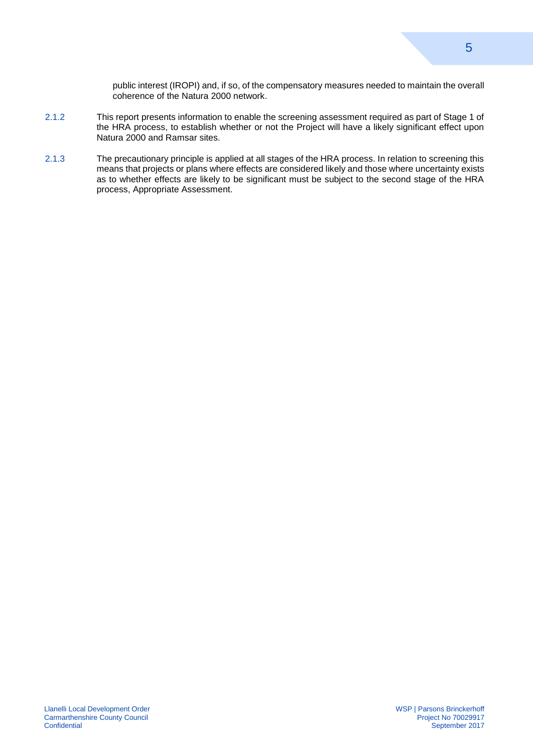public interest (IROPI) and, if so, of the compensatory measures needed to maintain the overall coherence of the Natura 2000 network.

2.1.2 This report presents information to enable the screening assessment required as part of Stage 1 of the HRA process, to establish whether or not the Project will have a likely significant effect upon Natura 2000 and Ramsar sites.

2.1.3 The precautionary principle is applied at all stages of the HRA process. In relation to screening this means that projects or plans where effects are considered likely and those where uncertainty exists as to whether effects are likely to be significant must be subject to the second stage of the HRA process, Appropriate Assessment.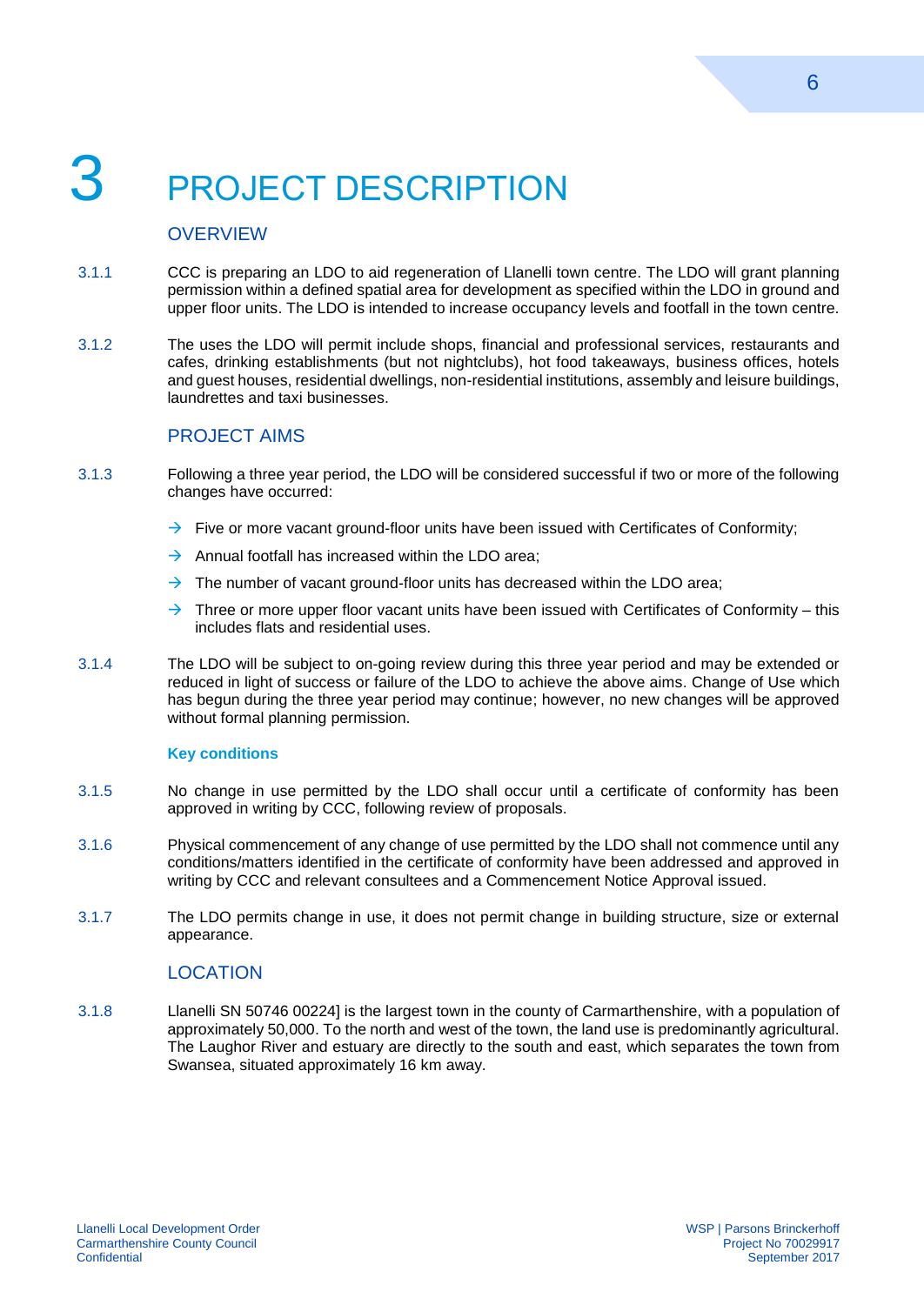# 3 PROJECT DESCRIPTION

## OVERVIEW

3.1.1 CCC is preparing an LDO to aid regeneration of Llanelli town centre. The LDO will grant planning permission within a defined spatial area for development as specified within the LDO in ground and upper floor units. The LDO is intended to increase occupancy levels and footfall in the town centre.

3.1.2 The uses the LDO will permit include shops, financial and professional services, restaurants and cafes, drinking establishments (but not nightclubs), hot food takeaways, business offices, hotels and guest houses, residential dwellings, non-residential institutions, assembly and leisure buildings, laundrettes and taxi businesses.

## PROJECT AIMS

3.1.3 Following a three year period, the LDO will be considered successful if two or more of the following changes have occurred:

- Five or more vacant ground-floor units have been issued with Certificates of Conformity;
- Annual footfall has increased within the LDO area;
- The number of vacant ground-floor units has decreased within the LDO area;
- Three or more upper floor vacant units have been issued with Certificates of Conformity – this includes flats and residential uses.

3.1.4 The LDO will be subject to on-going review during this three year period and may be extended or reduced in light of success or failure of the LDO to achieve the above aims. Change of Use which has begun during the three year period may continue; however, no new changes will be approved without formal planning permission.

### Key conditions

3.1.5 No change in use permitted by the LDO shall occur until a certificate of conformity has been approved in writing by CCC, following review of proposals.

3.1.6 Physical commencement of any change of use permitted by the LDO shall not commence until any conditions/matters identified in the certificate of conformity have been addressed and approved in writing by CCC and relevant consultees and a Commencement Notice Approval issued.

3.1.7 The LDO permits change in use, it does not permit change in building structure, size or external appearance.

## LOCATION

3.1.8 Llanelli SN 50746 00224] is the largest town in the county of Carmarthenshire, with a population of approximately 50,000. To the north and west of the town, the land use is predominantly agricultural. The Laughor River and estuary are directly to the south and east, which separates the town from Swansea, situated approximately 16 km away.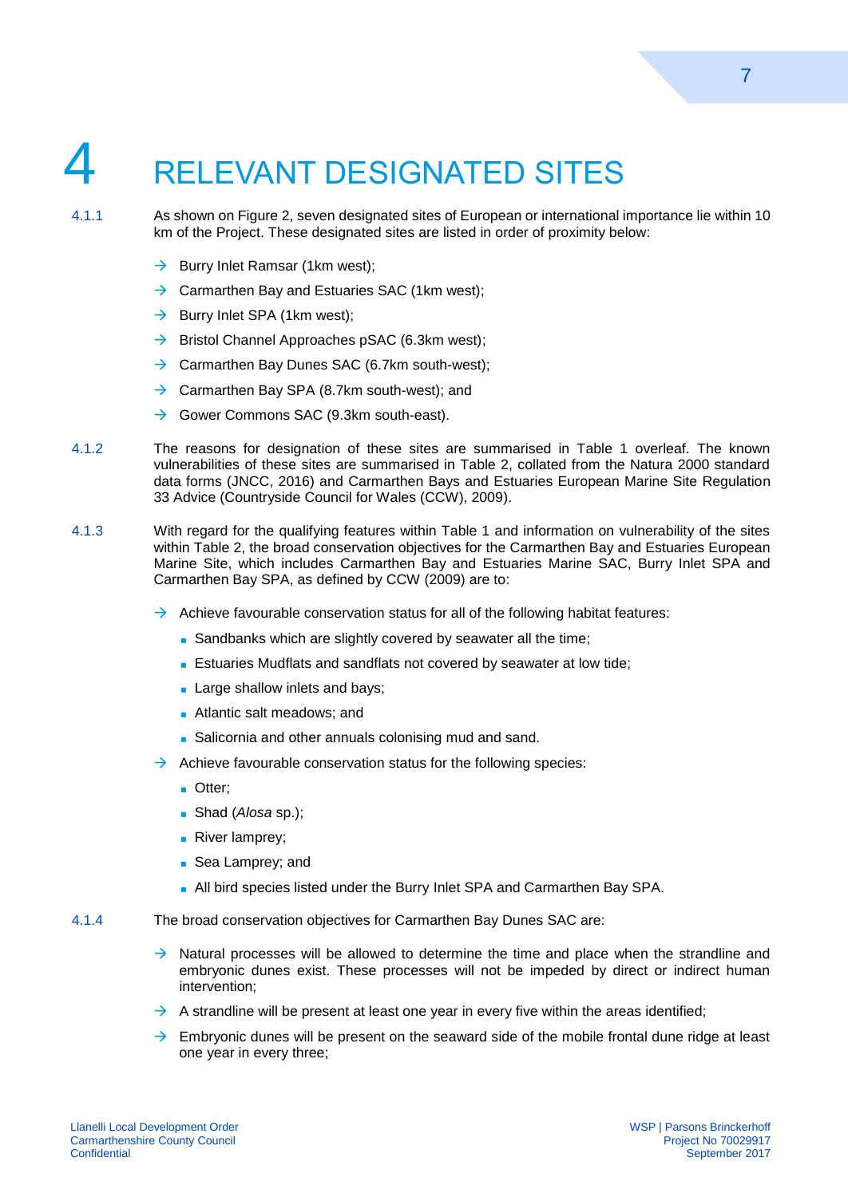# 4 RELEVANT DESIGNATED SITES

4.1.1 As shown on Figure 2, seven designated sites of European or international importance lie within 10 km of the Project. These designated sites are listed in order of proximity below:

- Burry Inlet Ramsar (1km west);
- Carmarthen Bay and Estuaries SAC (1km west);
- Burry Inlet SPA (1km west);
- Bristol Channel Approaches pSAC (6.3km west);
- Carmarthen Bay Dunes SAC (6.7km south-west);
- Carmarthen Bay SPA (8.7km south-west); and
- Gower Commons SAC (9.3km south-east).

4.1.2 The reasons for designation of these sites are summarised in Table 1 overleaf. The known vulnerabilities of these sites are summarised in Table 2, collated from the Natura 2000 standard data forms (JNCC, 2016) and Carmarthen Bays and Estuaries European Marine Site Regulation 33 Advice (Countryside Council for Wales (CCW), 2009).

4.1.3 With regard for the qualifying features within Table 1 and information on vulnerability of the sites within Table 2, the broad conservation objectives for the Carmarthen Bay and Estuaries European Marine Site, which includes Carmarthen Bay and Estuaries Marine SAC, Burry Inlet SPA and Carmarthen Bay SPA, as defined by CCW (2009) are to:

- Achieve favourable conservation status for all of the following habitat features:
  - Sandbanks which are slightly covered by seawater all the time;
  - Estuaries Mudflats and sandflats not covered by seawater at low tide;
  - Large shallow inlets and bays;
  - Atlantic salt meadows; and
  - Salicornia and other annuals colonising mud and sand.
- Achieve favourable conservation status for the following species:
  - Otter;
  - Shad (*Alosa* sp.);
  - River lamprey;
  - Sea Lamprey; and
  - All bird species listed under the Burry Inlet SPA and Carmarthen Bay SPA.

4.1.4 The broad conservation objectives for Carmarthen Bay Dunes SAC are:

- Natural processes will be allowed to determine the time and place when the strandline and embryonic dunes exist. These processes will not be impeded by direct or indirect human intervention;
- A strandline will be present at least one year in every five within the areas identified;
- Embryonic dunes will be present on the seaward side of the mobile frontal dune ridge at least one year in every three;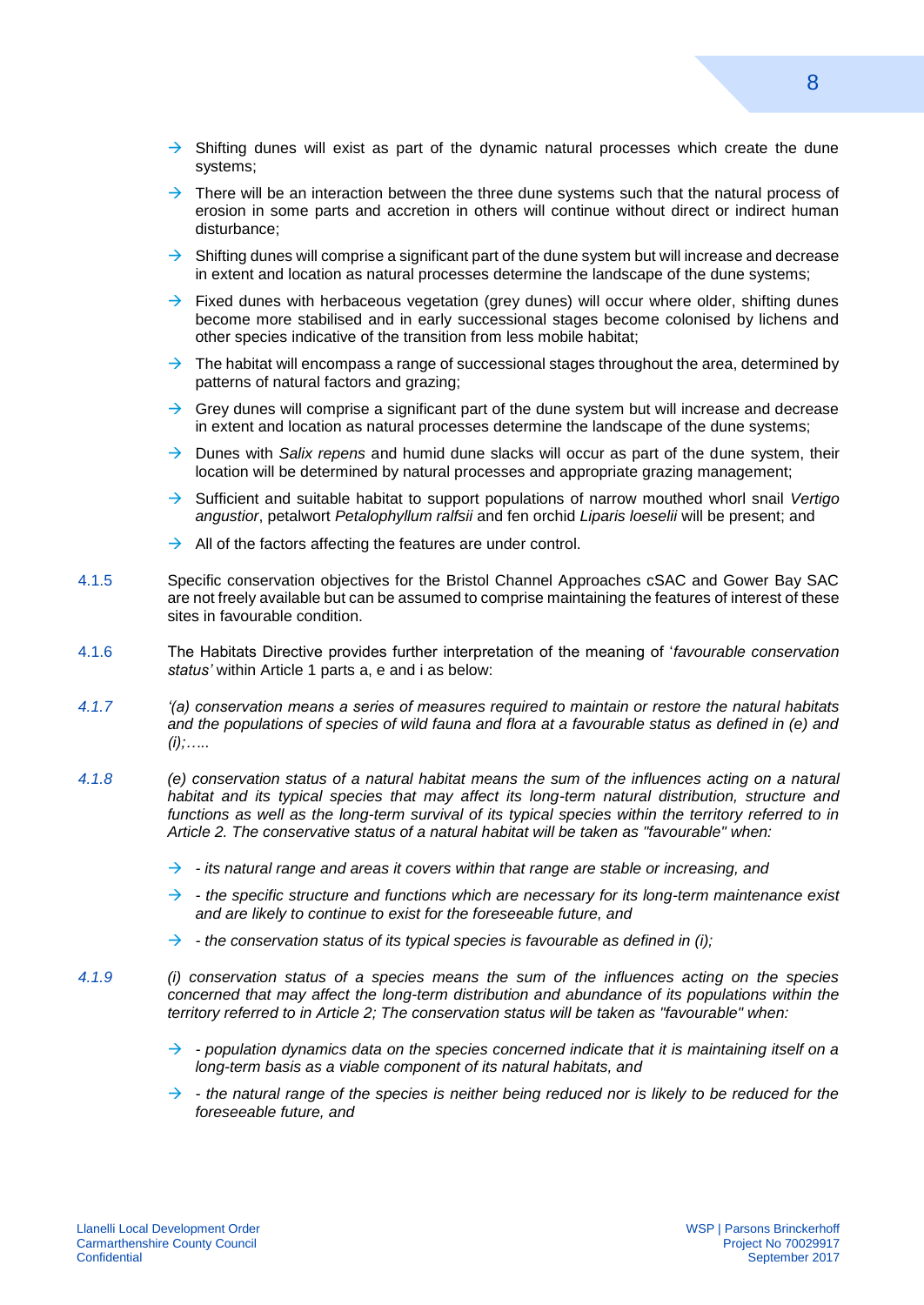- Shifting dunes will exist as part of the dynamic natural processes which create the dune systems;
- There will be an interaction between the three dune systems such that the natural process of erosion in some parts and accretion in others will continue without direct or indirect human disturbance;
- Shifting dunes will comprise a significant part of the dune system but will increase and decrease in extent and location as natural processes determine the landscape of the dune systems;
- Fixed dunes with herbaceous vegetation (grey dunes) will occur where older, shifting dunes become more stabilised and in early successional stages become colonised by lichens and other species indicative of the transition from less mobile habitat;
- The habitat will encompass a range of successional stages throughout the area, determined by patterns of natural factors and grazing;
- Grey dunes will comprise a significant part of the dune system but will increase and decrease in extent and location as natural processes determine the landscape of the dune systems;
- Dunes with *Salix repens* and humid dune slacks will occur as part of the dune system, their location will be determined by natural processes and appropriate grazing management;
- Sufficient and suitable habitat to support populations of narrow mouthed whorl snail *Vertigo angustior*, petalwort *Petalophyllum ralfsii* and fen orchid *Liparis loeselii* will be present; and
- All of the factors affecting the features are under control.

4.1.5 Specific conservation objectives for the Bristol Channel Approaches cSAC and Gower Bay SAC are not freely available but can be assumed to comprise maintaining the features of interest of these sites in favourable condition.

4.1.6 The Habitats Directive provides further interpretation of the meaning of '*favourable conservation status'* within Article 1 parts a, e and i as below:

*4.1.7* *'(a) conservation means a series of measures required to maintain or restore the natural habitats and the populations of species of wild fauna and flora at a favourable status as defined in (e) and (i);…..*

*4.1.8* *(e) conservation status of a natural habitat means the sum of the influences acting on a natural habitat and its typical species that may affect its long-term natural distribution, structure and functions as well as the long-term survival of its typical species within the territory referred to in Article 2. The conservative status of a natural habitat will be taken as "favourable" when:*

- *- its natural range and areas it covers within that range are stable or increasing, and*
- *- the specific structure and functions which are necessary for its long-term maintenance exist and are likely to continue to exist for the foreseeable future, and*
- *- the conservation status of its typical species is favourable as defined in (i);*

*4.1.9* *(i) conservation status of a species means the sum of the influences acting on the species concerned that may affect the long-term distribution and abundance of its populations within the territory referred to in Article 2; The conservation status will be taken as "favourable" when:*

- *- population dynamics data on the species concerned indicate that it is maintaining itself on a long-term basis as a viable component of its natural habitats, and*
- *- the natural range of the species is neither being reduced nor is likely to be reduced for the foreseeable future, and*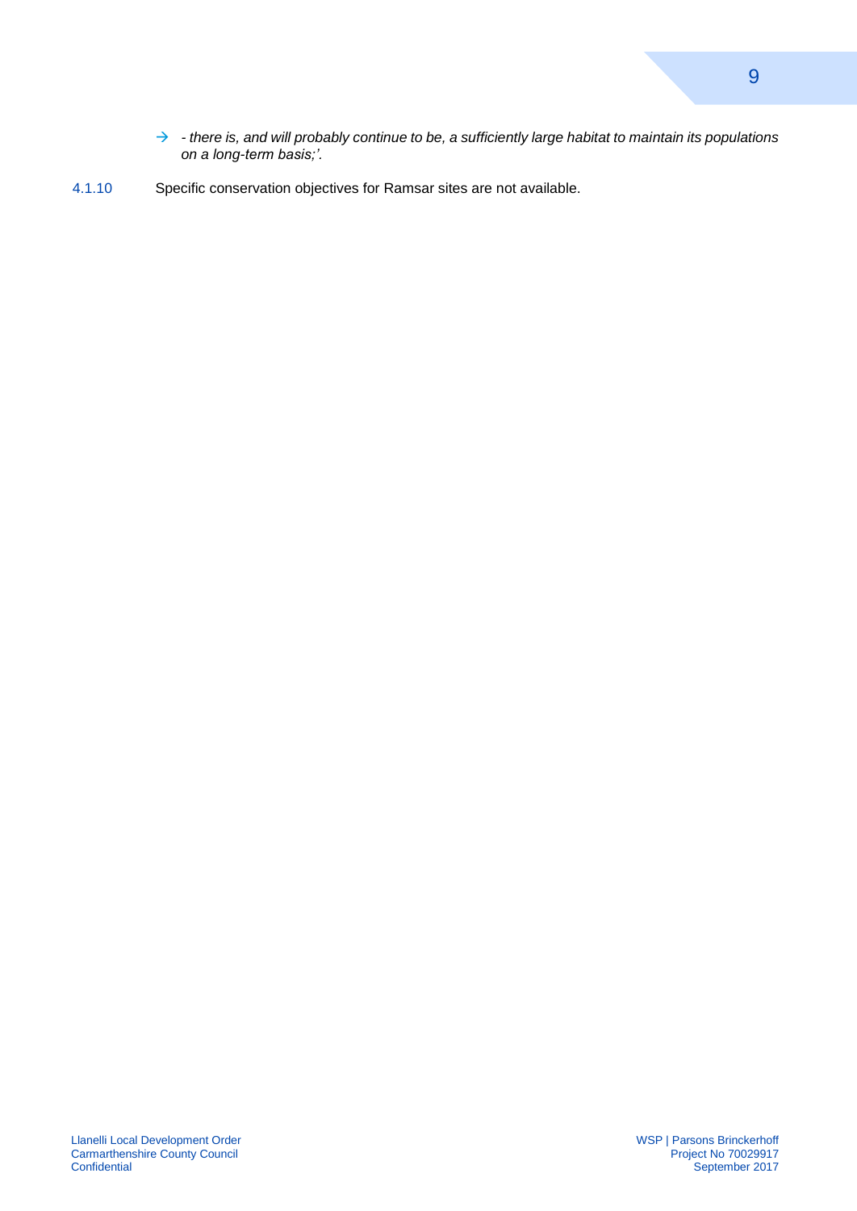- *- there is, and will probably continue to be, a sufficiently large habitat to maintain its populations on a long-term basis;'.*

4.1.10 Specific conservation objectives for Ramsar sites are not available.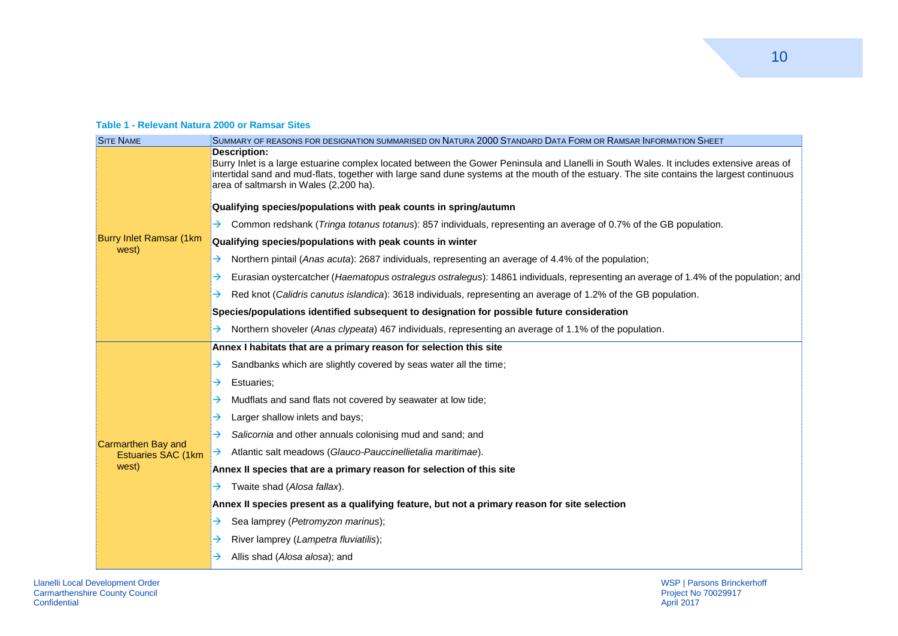**Table 1 - Relevant Natura 2000 or Ramsar Sites**

| Site Name | Summary of reasons for designation summarised on Natura 2000 Standard Data Form or Ramsar Information Sheet |
|---|---|
| Burry Inlet Ramsar (1km west) | **Description:**<br>Burry Inlet is a large estuarine complex located between the Gower Peninsula and Llanelli in South Wales. It includes extensive areas of intertidal sand and mud-flats, together with large sand dune systems at the mouth of the estuary. The site contains the largest continuous area of saltmarsh in Wales (2,200 ha).<br><br>**Qualifying species/populations with peak counts in spring/autumn**<br>→ Common redshank (*Tringa totanus totanus*): 857 individuals, representing an average of 0.7% of the GB population.<br>**Qualifying species/populations with peak counts in winter**<br>→ Northern pintail (*Anas acuta*): 2687 individuals, representing an average of 4.4% of the population;<br>→ Eurasian oystercatcher (*Haematopus ostralegus ostralegus*): 14861 individuals, representing an average of 1.4% of the population; and<br>→ Red knot (*Calidris canutus islandica*): 3618 individuals, representing an average of 1.2% of the GB population.<br>**Species/populations identified subsequent to designation for possible future consideration**<br>→ Northern shoveler (*Anas clypeata*) 467 individuals, representing an average of 1.1% of the population. |
| Carmarthen Bay and Estuaries SAC (1km west) | **Annex I habitats that are a primary reason for selection this site**<br>→ Sandbanks which are slightly covered by seas water all the time;<br>→ Estuaries;<br>→ Mudflats and sand flats not covered by seawater at low tide;<br>→ Larger shallow inlets and bays;<br>→ *Salicornia* and other annuals colonising mud and sand; and<br>→ Atlantic salt meadows (*Glauco-Pauccinellietalia maritimae*).<br>**Annex II species that are a primary reason for selection of this site**<br>→ Twaite shad (*Alosa fallax*).<br>**Annex II species present as a qualifying feature, but not a primary reason for site selection**<br>→ Sea lamprey (*Petromyzon marinus*);<br>→ River lamprey (*Lampetra fluviatilis*);<br>→ Allis shad (*Alosa alosa*); and |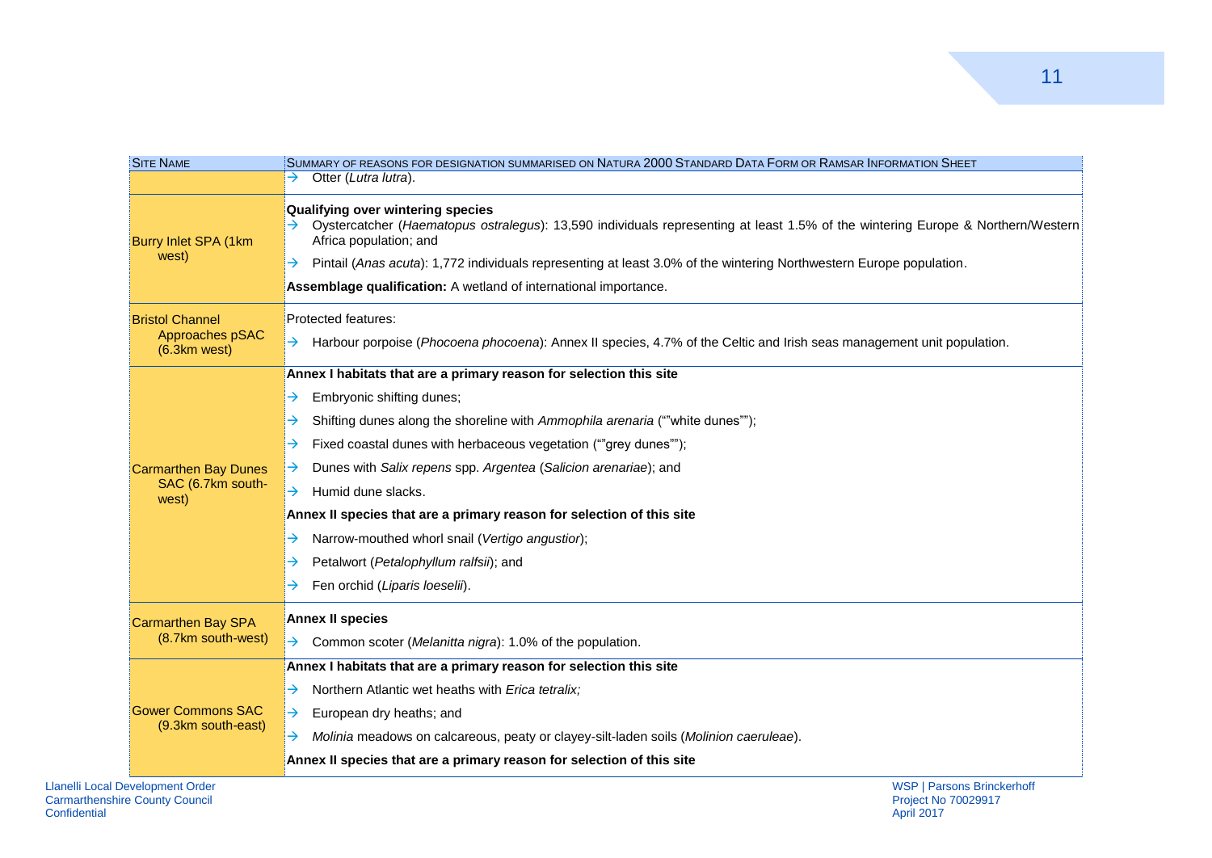| SITE NAME | SUMMARY OF REASONS FOR DESIGNATION SUMMARISED ON NATURA 2000 STANDARD DATA FORM OR RAMSAR INFORMATION SHEET |
|---|---|
| | → Otter (*Lutra lutra*). |
| Burry Inlet SPA (1km west) | **Qualifying over wintering species**<br>→ Oystercatcher (*Haematopus ostralegus*): 13,590 individuals representing at least 1.5% of the wintering Europe & Northern/Western Africa population; and<br>→ Pintail (*Anas acuta*): 1,772 individuals representing at least 3.0% of the wintering Northwestern Europe population.<br>**Assemblage qualification:** A wetland of international importance. |
| Bristol Channel Approaches pSAC (6.3km west) | Protected features:<br>→ Harbour porpoise (*Phocoena phocoena*): Annex II species, 4.7% of the Celtic and Irish seas management unit population. |
| Carmarthen Bay Dunes SAC (6.7km south-west) | **Annex I habitats that are a primary reason for selection this site**<br>→ Embryonic shifting dunes;<br>→ Shifting dunes along the shoreline with *Ammophila arenaria* (""white dunes"");<br>→ Fixed coastal dunes with herbaceous vegetation (""grey dunes"");<br>→ Dunes with *Salix repens* spp. *Argentea* (*Salicion arenariae*); and<br>→ Humid dune slacks.<br>**Annex II species that are a primary reason for selection of this site**<br>→ Narrow-mouthed whorl snail (*Vertigo angustior*);<br>→ Petalwort (*Petalophyllum ralfsii*); and<br>→ Fen orchid (*Liparis loeselii*). |
| Carmarthen Bay SPA (8.7km south-west) | **Annex II species**<br>→ Common scoter (*Melanitta nigra*): 1.0% of the population. |
| Gower Commons SAC (9.3km south-east) | **Annex I habitats that are a primary reason for selection this site**<br>→ Northern Atlantic wet heaths with *Erica tetralix;*<br>→ European dry heaths; and<br>→ *Molinia* meadows on calcareous, peaty or clayey-silt-laden soils (*Molinion caeruleae*).<br>**Annex II species that are a primary reason for selection of this site** |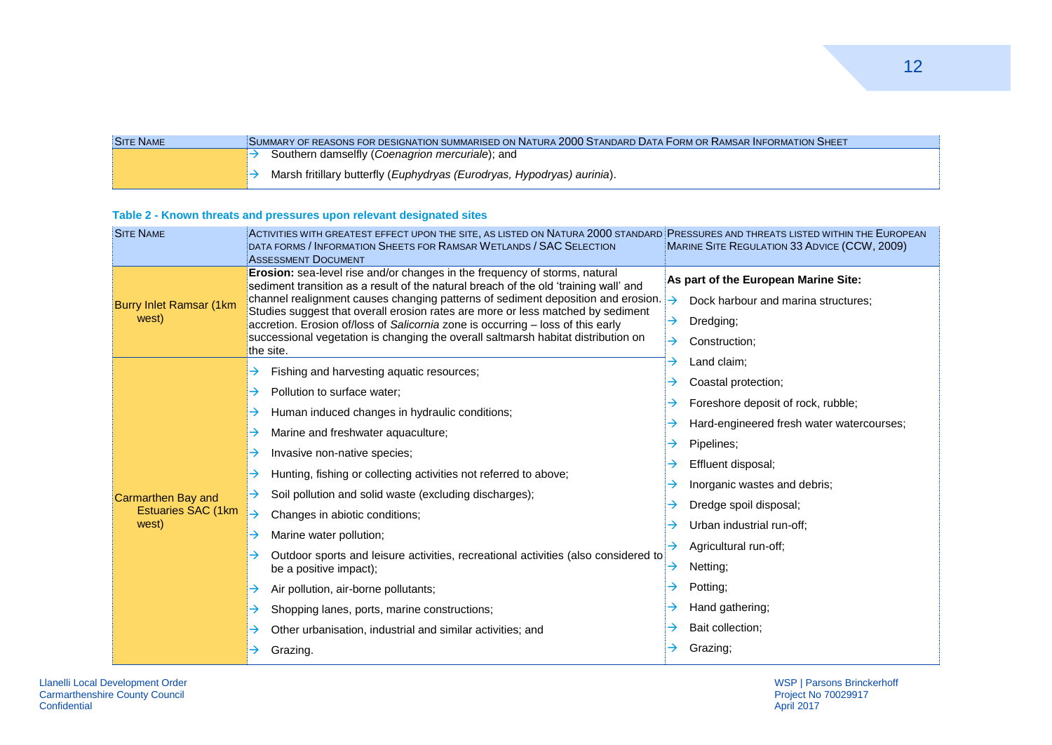| Site Name | Summary of reasons for designation summarised on Natura 2000 Standard Data Form or Ramsar Information Sheet |
|---|---|
| | → Southern damselfly (*Coenagrion mercuriale*); and<br>→ Marsh fritillary butterfly (*Euphydryas (Eurodryas, Hypodryas) aurinia*). |

**Table 2 - Known threats and pressures upon relevant designated sites**

| Site Name | Activities with greatest effect upon the site, as listed on Natura 2000 Standard Data Forms / Information Sheets for Ramsar Wetlands / SAC Selection Assessment Document | Pressures and threats listed within the European Marine Site Regulation 33 Advice (CCW, 2009) |
|---|---|---|
| Burry Inlet Ramsar (1km west) | **Erosion:** sea-level rise and/or changes in the frequency of storms, natural sediment transition as a result of the natural breach of the old 'training wall' and channel realignment causes changing patterns of sediment deposition and erosion. Studies suggest that overall erosion rates are more or less matched by sediment accretion. Erosion of/loss of *Salicornia* zone is occurring – loss of this early successional vegetation is changing the overall saltmarsh habitat distribution on the site. | **As part of the European Marine Site:**<br>→ Dock harbour and marina structures;<br>→ Dredging;<br>→ Construction;<br>→ Land claim;<br>→ Coastal protection;<br>→ Foreshore deposit of rock, rubble;<br>→ Hard-engineered fresh water watercourses;<br>→ Pipelines;<br>→ Effluent disposal;<br>→ Inorganic wastes and debris;<br>→ Dredge spoil disposal;<br>→ Urban industrial run-off;<br>→ Agricultural run-off;<br>→ Netting;<br>→ Potting;<br>→ Hand gathering;<br>→ Bait collection;<br>→ Grazing; |
| Carmarthen Bay and Estuaries SAC (1km west) | → Fishing and harvesting aquatic resources;<br>→ Pollution to surface water;<br>→ Human induced changes in hydraulic conditions;<br>→ Marine and freshwater aquaculture;<br>→ Invasive non-native species;<br>→ Hunting, fishing or collecting activities not referred to above;<br>→ Soil pollution and solid waste (excluding discharges);<br>→ Changes in abiotic conditions;<br>→ Marine water pollution;<br>→ Outdoor sports and leisure activities, recreational activities (also considered to be a positive impact);<br>→ Air pollution, air-borne pollutants;<br>→ Shopping lanes, ports, marine constructions;<br>→ Other urbanisation, industrial and similar activities; and<br>→ Grazing. | |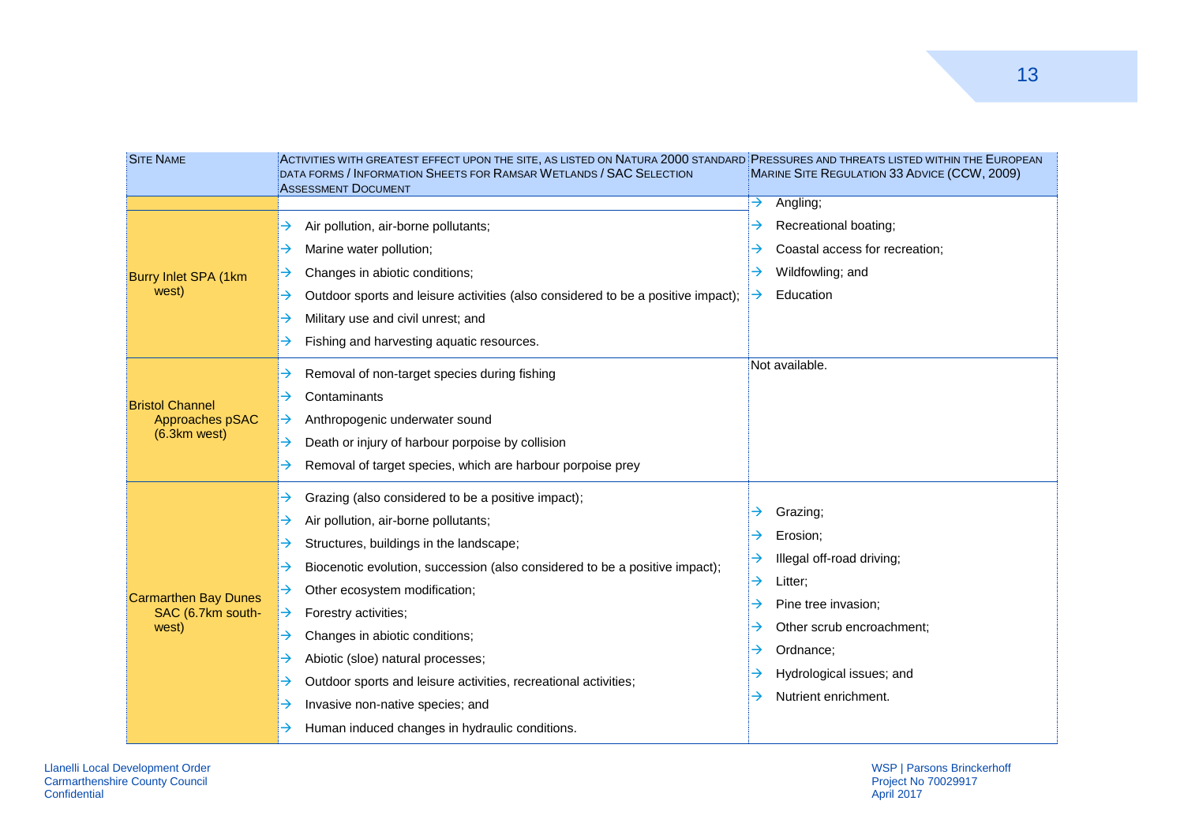| Site Name | Activities with greatest effect upon the site, as listed on Natura 2000 standard data forms / Information Sheets for Ramsar Wetlands / SAC Selection Assessment Document | Pressures and threats listed within the European Marine Site Regulation 33 Advice (CCW, 2009) |
|---|---|---|
| | | → Angling; |
| Burry Inlet SPA (1km west) | → Air pollution, air-borne pollutants;<br>→ Marine water pollution;<br>→ Changes in abiotic conditions;<br>→ Outdoor sports and leisure activities (also considered to be a positive impact);<br>→ Military use and civil unrest; and<br>→ Fishing and harvesting aquatic resources. | → Recreational boating;<br>→ Coastal access for recreation;<br>→ Wildfowling; and<br>→ Education |
| Bristol Channel Approaches pSAC (6.3km west) | → Removal of non-target species during fishing<br>→ Contaminants<br>→ Anthropogenic underwater sound<br>→ Death or injury of harbour porpoise by collision<br>→ Removal of target species, which are harbour porpoise prey | Not available. |
| Carmarthen Bay Dunes SAC (6.7km south-west) | → Grazing (also considered to be a positive impact);<br>→ Air pollution, air-borne pollutants;<br>→ Structures, buildings in the landscape;<br>→ Biocenotic evolution, succession (also considered to be a positive impact);<br>→ Other ecosystem modification;<br>→ Forestry activities;<br>→ Changes in abiotic conditions;<br>→ Abiotic (sloe) natural processes;<br>→ Outdoor sports and leisure activities, recreational activities;<br>→ Invasive non-native species; and<br>→ Human induced changes in hydraulic conditions. | → Grazing;<br>→ Erosion;<br>→ Illegal off-road driving;<br>→ Litter;<br>→ Pine tree invasion;<br>→ Other scrub encroachment;<br>→ Ordnance;<br>→ Hydrological issues; and<br>→ Nutrient enrichment. |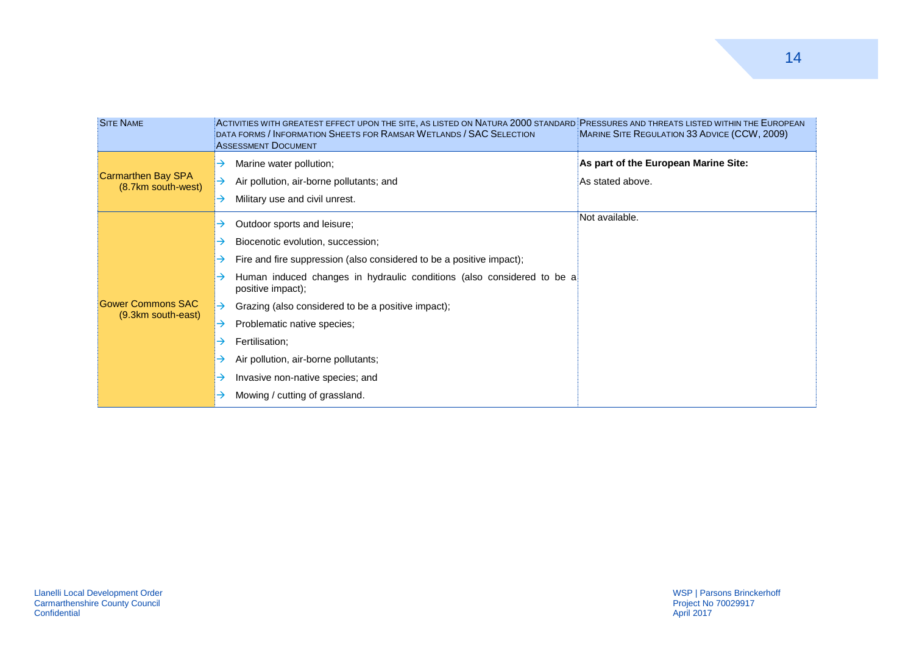| Site Name | Activities with greatest effect upon the site, as listed on Natura 2000 standard data forms / Information Sheets for Ramsar Wetlands / SAC Selection Assessment Document | Pressures and threats listed within the European Marine Site Regulation 33 Advice (CCW, 2009) |
|---|---|---|
| Carmarthen Bay SPA (8.7km south-west) | → Marine water pollution;<br>→ Air pollution, air-borne pollutants; and<br>→ Military use and civil unrest. | **As part of the European Marine Site:**<br>As stated above. |
| Gower Commons SAC (9.3km south-east) | → Outdoor sports and leisure;<br>→ Biocenotic evolution, succession;<br>→ Fire and fire suppression (also considered to be a positive impact);<br>→ Human induced changes in hydraulic conditions (also considered to be a positive impact);<br>→ Grazing (also considered to be a positive impact);<br>→ Problematic native species;<br>→ Fertilisation;<br>→ Air pollution, air-borne pollutants;<br>→ Invasive non-native species; and<br>→ Mowing / cutting of grassland. | Not available. |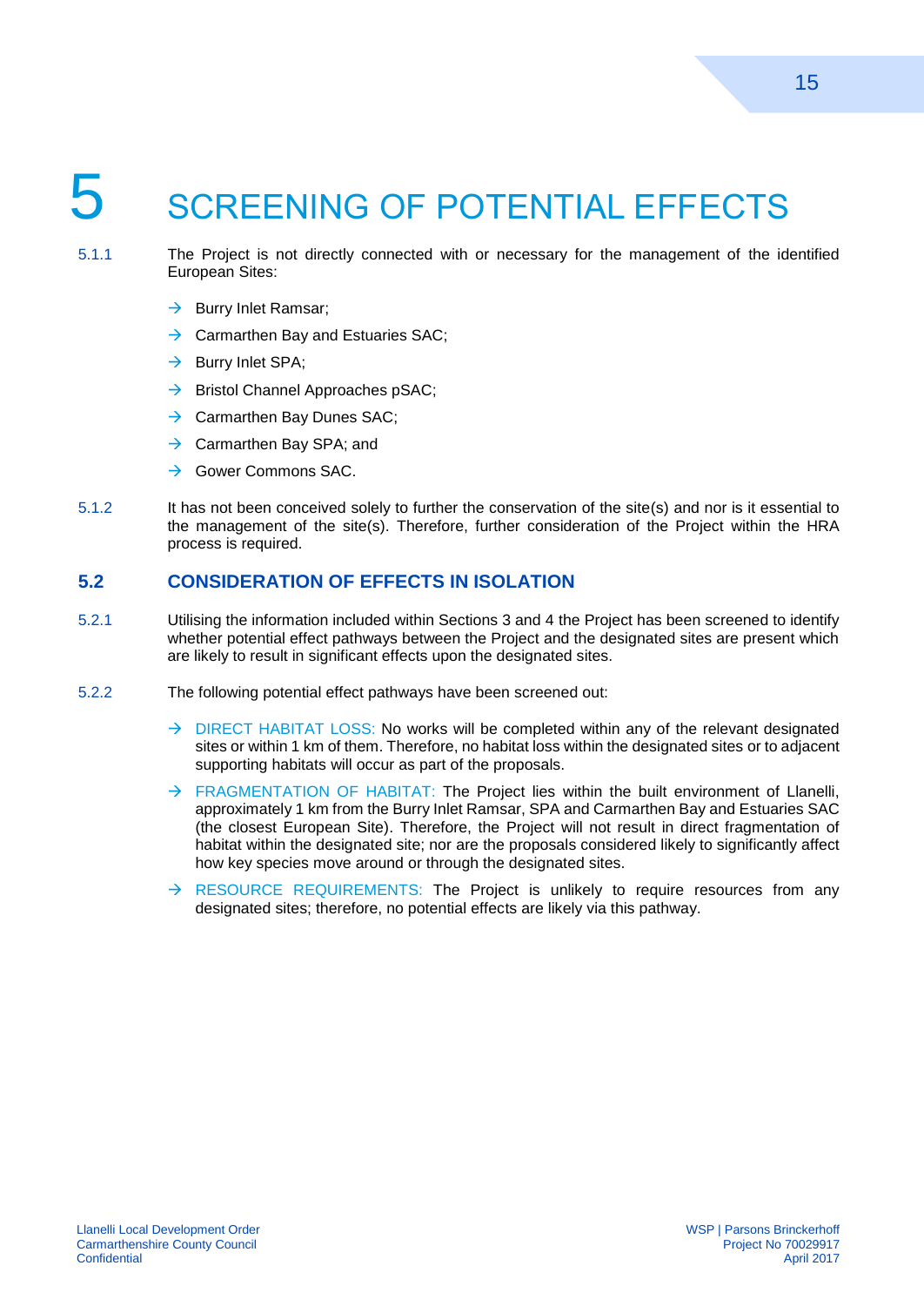# 5 SCREENING OF POTENTIAL EFFECTS

5.1.1 The Project is not directly connected with or necessary for the management of the identified European Sites:

- Burry Inlet Ramsar;
- Carmarthen Bay and Estuaries SAC;
- Burry Inlet SPA;
- Bristol Channel Approaches pSAC;
- Carmarthen Bay Dunes SAC;
- Carmarthen Bay SPA; and
- Gower Commons SAC.

5.1.2 It has not been conceived solely to further the conservation of the site(s) and nor is it essential to the management of the site(s). Therefore, further consideration of the Project within the HRA process is required.

## 5.2 CONSIDERATION OF EFFECTS IN ISOLATION

5.2.1 Utilising the information included within Sections 3 and 4 the Project has been screened to identify whether potential effect pathways between the Project and the designated sites are present which are likely to result in significant effects upon the designated sites.

5.2.2 The following potential effect pathways have been screened out:

- DIRECT HABITAT LOSS: No works will be completed within any of the relevant designated sites or within 1 km of them. Therefore, no habitat loss within the designated sites or to adjacent supporting habitats will occur as part of the proposals.
- FRAGMENTATION OF HABITAT: The Project lies within the built environment of Llanelli, approximately 1 km from the Burry Inlet Ramsar, SPA and Carmarthen Bay and Estuaries SAC (the closest European Site). Therefore, the Project will not result in direct fragmentation of habitat within the designated site; nor are the proposals considered likely to significantly affect how key species move around or through the designated sites.
- RESOURCE REQUIREMENTS: The Project is unlikely to require resources from any designated sites; therefore, no potential effects are likely via this pathway.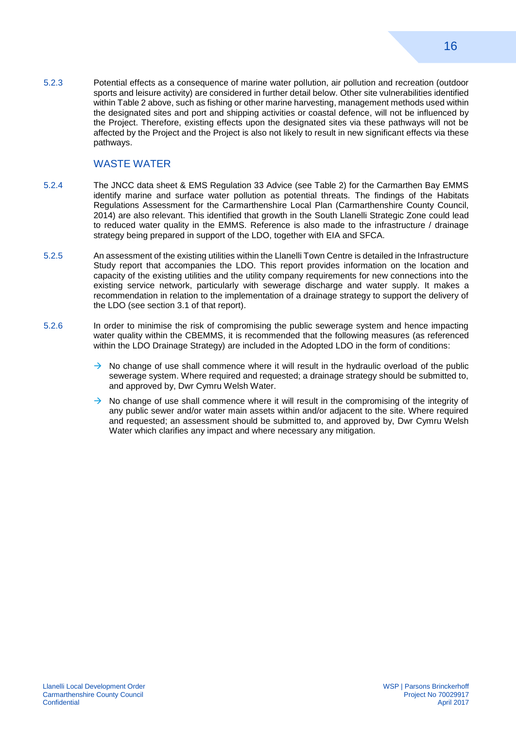5.2.3 Potential effects as a consequence of marine water pollution, air pollution and recreation (outdoor sports and leisure activity) are considered in further detail below. Other site vulnerabilities identified within Table 2 above, such as fishing or other marine harvesting, management methods used within the designated sites and port and shipping activities or coastal defence, will not be influenced by the Project. Therefore, existing effects upon the designated sites via these pathways will not be affected by the Project and the Project is also not likely to result in new significant effects via these pathways.

## WASTE WATER

5.2.4 The JNCC data sheet & EMS Regulation 33 Advice (see Table 2) for the Carmarthen Bay EMMS identify marine and surface water pollution as potential threats. The findings of the Habitats Regulations Assessment for the Carmarthenshire Local Plan (Carmarthenshire County Council, 2014) are also relevant. This identified that growth in the South Llanelli Strategic Zone could lead to reduced water quality in the EMMS. Reference is also made to the infrastructure / drainage strategy being prepared in support of the LDO, together with EIA and SFCA.

5.2.5 An assessment of the existing utilities within the Llanelli Town Centre is detailed in the Infrastructure Study report that accompanies the LDO. This report provides information on the location and capacity of the existing utilities and the utility company requirements for new connections into the existing service network, particularly with sewerage discharge and water supply. It makes a recommendation in relation to the implementation of a drainage strategy to support the delivery of the LDO (see section 3.1 of that report).

5.2.6 In order to minimise the risk of compromising the public sewerage system and hence impacting water quality within the CBEMMS, it is recommended that the following measures (as referenced within the LDO Drainage Strategy) are included in the Adopted LDO in the form of conditions:

- No change of use shall commence where it will result in the hydraulic overload of the public sewerage system. Where required and requested; a drainage strategy should be submitted to, and approved by, Dwr Cymru Welsh Water.
- No change of use shall commence where it will result in the compromising of the integrity of any public sewer and/or water main assets within and/or adjacent to the site. Where required and requested; an assessment should be submitted to, and approved by, Dwr Cymru Welsh Water which clarifies any impact and where necessary any mitigation.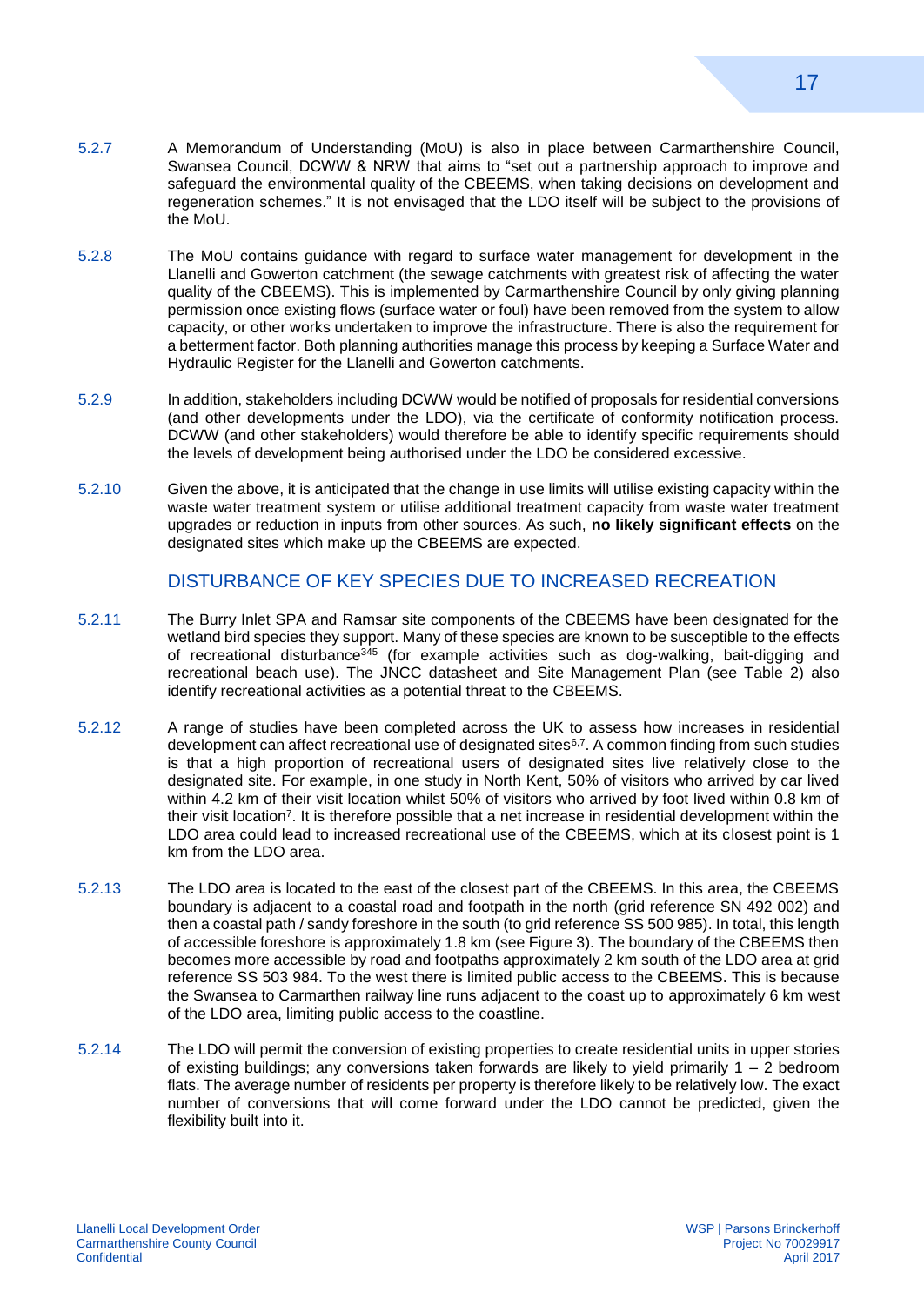5.2.7 A Memorandum of Understanding (MoU) is also in place between Carmarthenshire Council, Swansea Council, DCWW & NRW that aims to "set out a partnership approach to improve and safeguard the environmental quality of the CBEEMS, when taking decisions on development and regeneration schemes." It is not envisaged that the LDO itself will be subject to the provisions of the MoU.

5.2.8 The MoU contains guidance with regard to surface water management for development in the Llanelli and Gowerton catchment (the sewage catchments with greatest risk of affecting the water quality of the CBEEMS). This is implemented by Carmarthenshire Council by only giving planning permission once existing flows (surface water or foul) have been removed from the system to allow capacity, or other works undertaken to improve the infrastructure. There is also the requirement for a betterment factor. Both planning authorities manage this process by keeping a Surface Water and Hydraulic Register for the Llanelli and Gowerton catchments.

5.2.9 In addition, stakeholders including DCWW would be notified of proposals for residential conversions (and other developments under the LDO), via the certificate of conformity notification process. DCWW (and other stakeholders) would therefore be able to identify specific requirements should the levels of development being authorised under the LDO be considered excessive.

5.2.10 Given the above, it is anticipated that the change in use limits will utilise existing capacity within the waste water treatment system or utilise additional treatment capacity from waste water treatment upgrades or reduction in inputs from other sources. As such, **no likely significant effects** on the designated sites which make up the CBEEMS are expected.

## DISTURBANCE OF KEY SPECIES DUE TO INCREASED RECREATION

5.2.11 The Burry Inlet SPA and Ramsar site components of the CBEEMS have been designated for the wetland bird species they support. Many of these species are known to be susceptible to the effects of recreational disturbance[3,4,5] (for example activities such as dog-walking, bait-digging and recreational beach use). The JNCC datasheet and Site Management Plan (see Table 2) also identify recreational activities as a potential threat to the CBEEMS.

5.2.12 A range of studies have been completed across the UK to assess how increases in residential development can affect recreational use of designated sites[6,7]. A common finding from such studies is that a high proportion of recreational users of designated sites live relatively close to the designated site. For example, in one study in North Kent, 50% of visitors who arrived by car lived within 4.2 km of their visit location whilst 50% of visitors who arrived by foot lived within 0.8 km of their visit location[7]. It is therefore possible that a net increase in residential development within the LDO area could lead to increased recreational use of the CBEEMS, which at its closest point is 1 km from the LDO area.

5.2.13 The LDO area is located to the east of the closest part of the CBEEMS. In this area, the CBEEMS boundary is adjacent to a coastal road and footpath in the north (grid reference SN 492 002) and then a coastal path / sandy foreshore in the south (to grid reference SS 500 985). In total, this length of accessible foreshore is approximately 1.8 km (see Figure 3). The boundary of the CBEEMS then becomes more accessible by road and footpaths approximately 2 km south of the LDO area at grid reference SS 503 984. To the west there is limited public access to the CBEEMS. This is because the Swansea to Carmarthen railway line runs adjacent to the coast up to approximately 6 km west of the LDO area, limiting public access to the coastline.

5.2.14 The LDO will permit the conversion of existing properties to create residential units in upper stories of existing buildings; any conversions taken forwards are likely to yield primarily 1 – 2 bedroom flats. The average number of residents per property is therefore likely to be relatively low. The exact number of conversions that will come forward under the LDO cannot be predicted, given the flexibility built into it.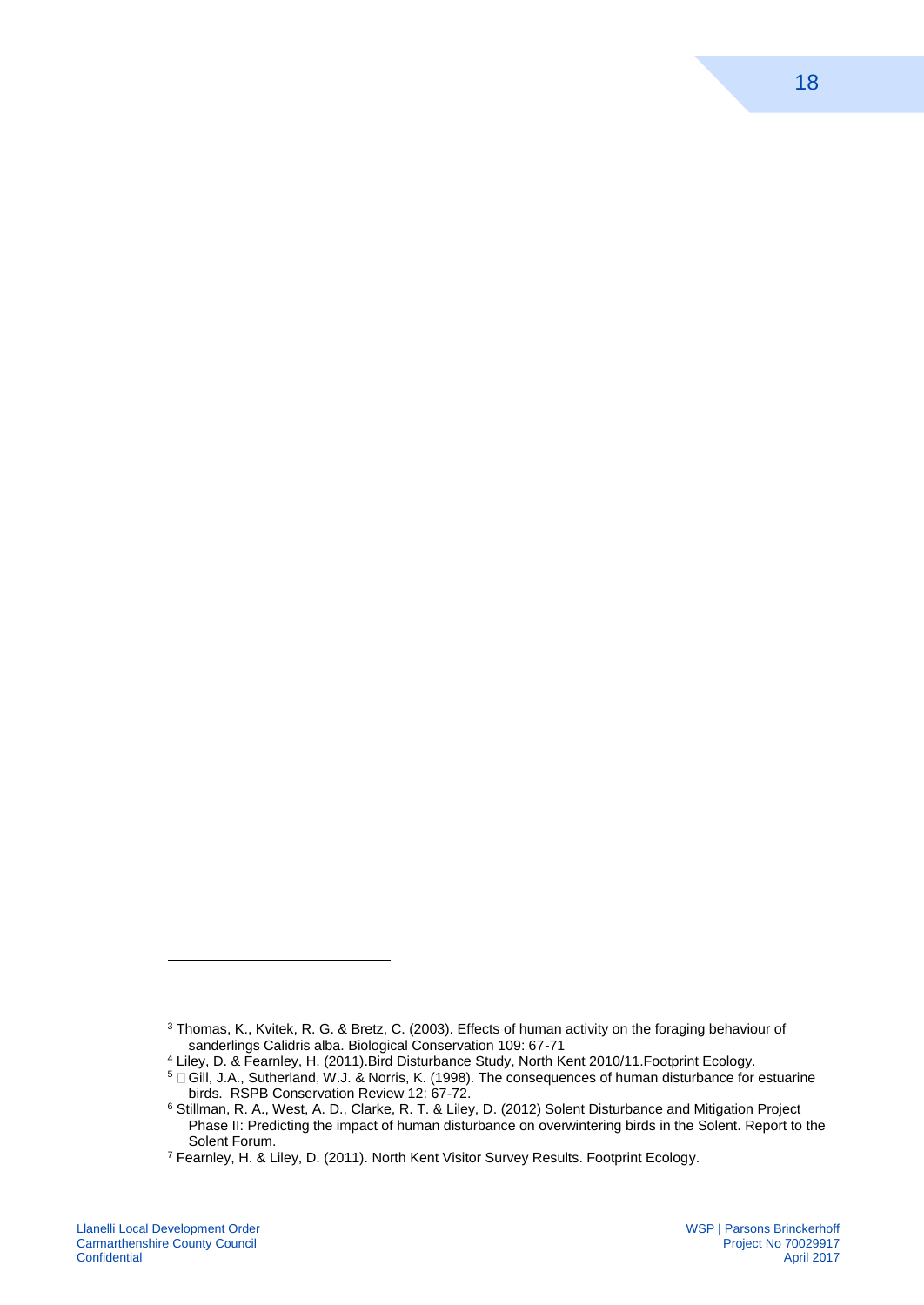[3] Thomas, K., Kvitek, R. G. & Bretz, C. (2003). Effects of human activity on the foraging behaviour of sanderlings Calidris alba. Biological Conservation 109: 67-71

[4] Liley, D. & Fearnley, H. (2011).Bird Disturbance Study, North Kent 2010/11.Footprint Ecology.

[5] Gill, J.A., Sutherland, W.J. & Norris, K. (1998). The consequences of human disturbance for estuarine birds. RSPB Conservation Review 12: 67-72.

[6] Stillman, R. A., West, A. D., Clarke, R. T. & Liley, D. (2012) Solent Disturbance and Mitigation Project Phase II: Predicting the impact of human disturbance on overwintering birds in the Solent. Report to the Solent Forum.

[7] Fearnley, H. & Liley, D. (2011). North Kent Visitor Survey Results. Footprint Ecology.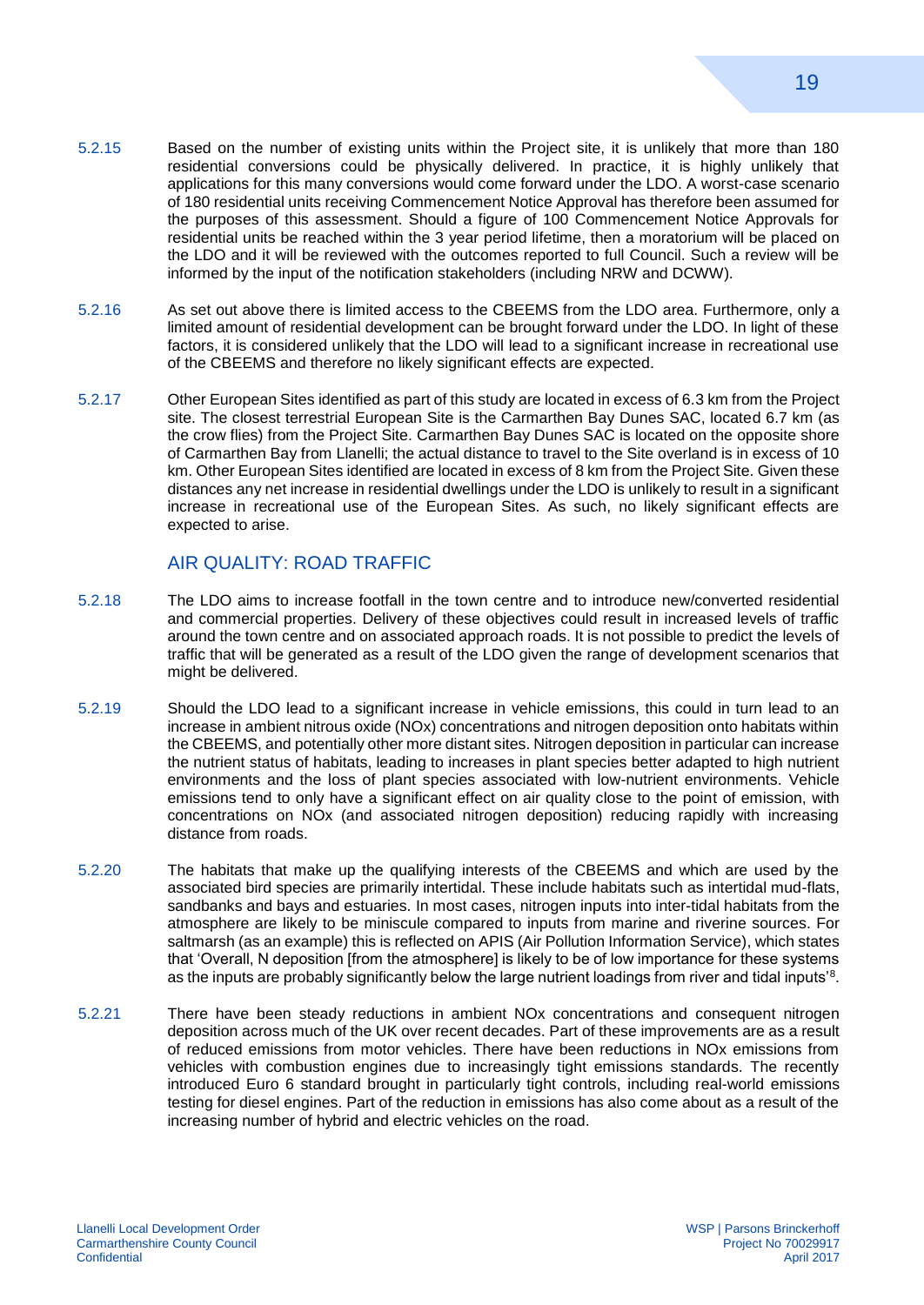5.2.15 Based on the number of existing units within the Project site, it is unlikely that more than 180 residential conversions could be physically delivered. In practice, it is highly unlikely that applications for this many conversions would come forward under the LDO. A worst-case scenario of 180 residential units receiving Commencement Notice Approval has therefore been assumed for the purposes of this assessment. Should a figure of 100 Commencement Notice Approvals for residential units be reached within the 3 year period lifetime, then a moratorium will be placed on the LDO and it will be reviewed with the outcomes reported to full Council. Such a review will be informed by the input of the notification stakeholders (including NRW and DCWW).

5.2.16 As set out above there is limited access to the CBEEMS from the LDO area. Furthermore, only a limited amount of residential development can be brought forward under the LDO. In light of these factors, it is considered unlikely that the LDO will lead to a significant increase in recreational use of the CBEEMS and therefore no likely significant effects are expected.

5.2.17 Other European Sites identified as part of this study are located in excess of 6.3 km from the Project site. The closest terrestrial European Site is the Carmarthen Bay Dunes SAC, located 6.7 km (as the crow flies) from the Project Site. Carmarthen Bay Dunes SAC is located on the opposite shore of Carmarthen Bay from Llanelli; the actual distance to travel to the Site overland is in excess of 10 km. Other European Sites identified are located in excess of 8 km from the Project Site. Given these distances any net increase in residential dwellings under the LDO is unlikely to result in a significant increase in recreational use of the European Sites. As such, no likely significant effects are expected to arise.

## AIR QUALITY: ROAD TRAFFIC

5.2.18 The LDO aims to increase footfall in the town centre and to introduce new/converted residential and commercial properties. Delivery of these objectives could result in increased levels of traffic around the town centre and on associated approach roads. It is not possible to predict the levels of traffic that will be generated as a result of the LDO given the range of development scenarios that might be delivered.

5.2.19 Should the LDO lead to a significant increase in vehicle emissions, this could in turn lead to an increase in ambient nitrous oxide (NOx) concentrations and nitrogen deposition onto habitats within the CBEEMS, and potentially other more distant sites. Nitrogen deposition in particular can increase the nutrient status of habitats, leading to increases in plant species better adapted to high nutrient environments and the loss of plant species associated with low-nutrient environments. Vehicle emissions tend to only have a significant effect on air quality close to the point of emission, with concentrations on NOx (and associated nitrogen deposition) reducing rapidly with increasing distance from roads.

5.2.20 The habitats that make up the qualifying interests of the CBEEMS and which are used by the associated bird species are primarily intertidal. These include habitats such as intertidal mud-flats, sandbanks and bays and estuaries. In most cases, nitrogen inputs into inter-tidal habitats from the atmosphere are likely to be miniscule compared to inputs from marine and riverine sources. For saltmarsh (as an example) this is reflected on APIS (Air Pollution Information Service), which states that 'Overall, N deposition [from the atmosphere] is likely to be of low importance for these systems as the inputs are probably significantly below the large nutrient loadings from river and tidal inputs'[8].

5.2.21 There have been steady reductions in ambient NOx concentrations and consequent nitrogen deposition across much of the UK over recent decades. Part of these improvements are as a result of reduced emissions from motor vehicles. There have been reductions in NOx emissions from vehicles with combustion engines due to increasingly tight emissions standards. The recently introduced Euro 6 standard brought in particularly tight controls, including real-world emissions testing for diesel engines. Part of the reduction in emissions has also come about as a result of the increasing number of hybrid and electric vehicles on the road.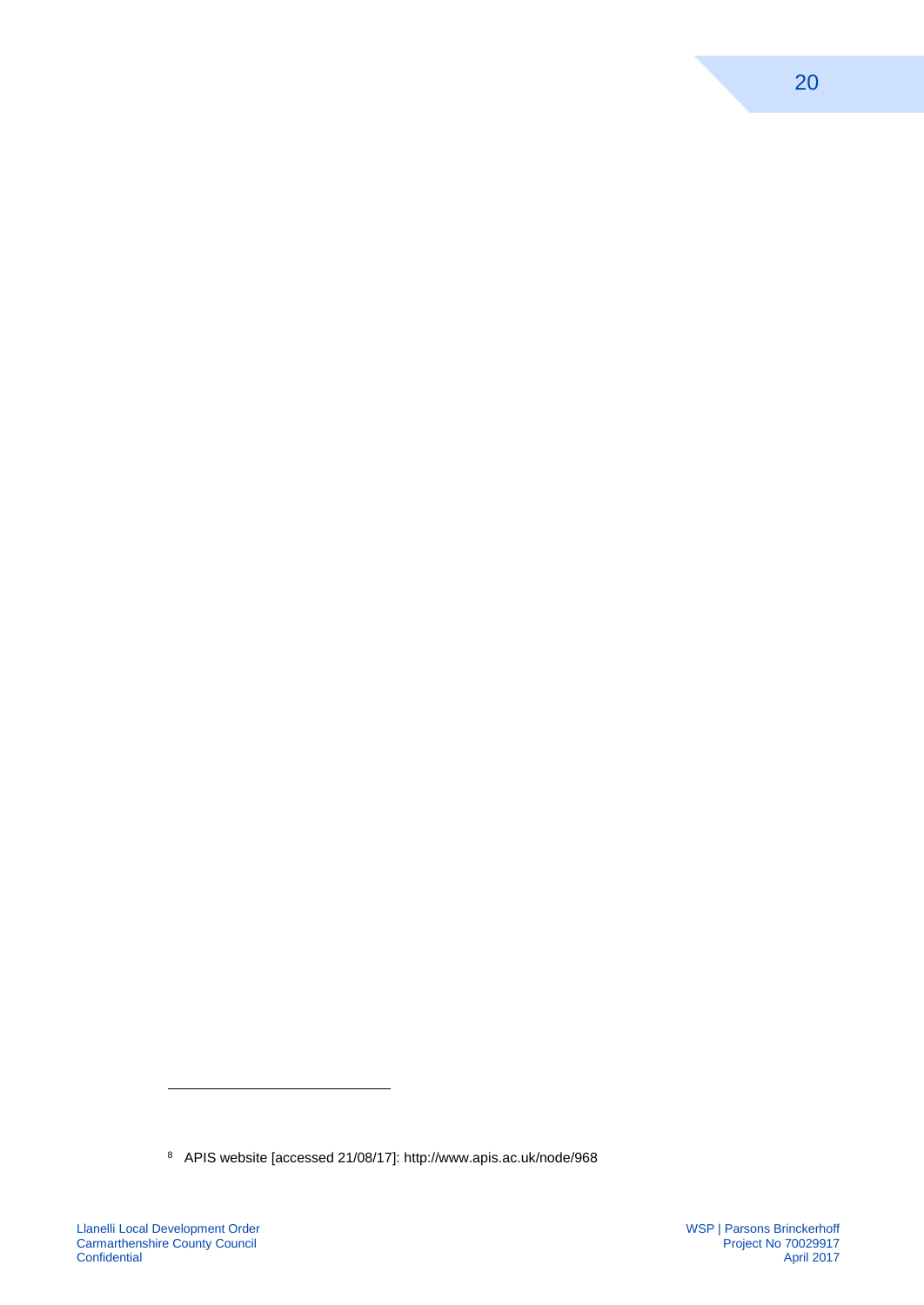[8] APIS website [accessed 21/08/17]: http://www.apis.ac.uk/node/968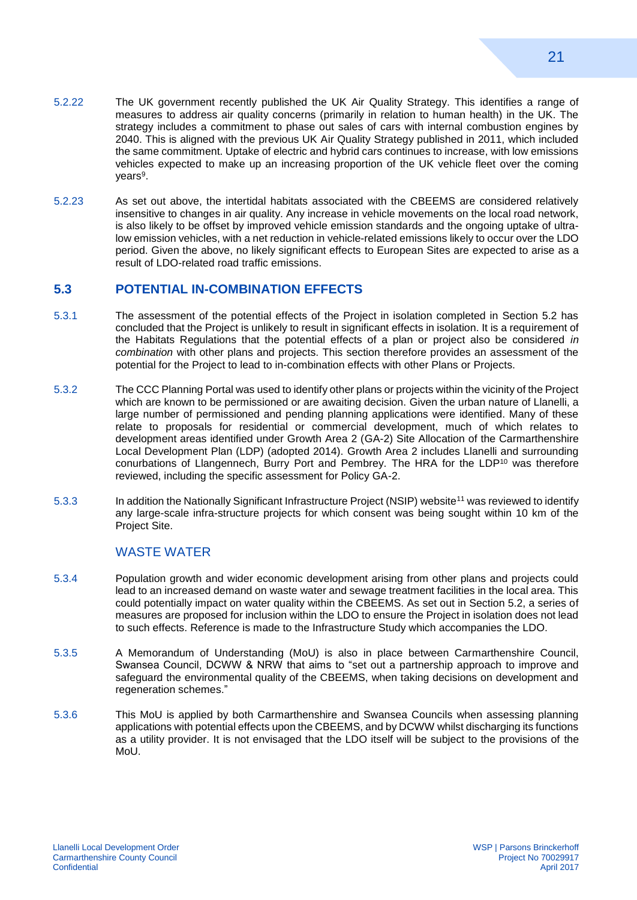5.2.22 The UK government recently published the UK Air Quality Strategy. This identifies a range of measures to address air quality concerns (primarily in relation to human health) in the UK. The strategy includes a commitment to phase out sales of cars with internal combustion engines by 2040. This is aligned with the previous UK Air Quality Strategy published in 2011, which included the same commitment. Uptake of electric and hybrid cars continues to increase, with low emissions vehicles expected to make up an increasing proportion of the UK vehicle fleet over the coming years[9].

5.2.23 As set out above, the intertidal habitats associated with the CBEEMS are considered relatively insensitive to changes in air quality. Any increase in vehicle movements on the local road network, is also likely to be offset by improved vehicle emission standards and the ongoing uptake of ultra-low emission vehicles, with a net reduction in vehicle-related emissions likely to occur over the LDO period. Given the above, no likely significant effects to European Sites are expected to arise as a result of LDO-related road traffic emissions.

## 5.3 POTENTIAL IN-COMBINATION EFFECTS

5.3.1 The assessment of the potential effects of the Project in isolation completed in Section 5.2 has concluded that the Project is unlikely to result in significant effects in isolation. It is a requirement of the Habitats Regulations that the potential effects of a plan or project also be considered *in combination* with other plans and projects. This section therefore provides an assessment of the potential for the Project to lead to in-combination effects with other Plans or Projects.

5.3.2 The CCC Planning Portal was used to identify other plans or projects within the vicinity of the Project which are known to be permissioned or are awaiting decision. Given the urban nature of Llanelli, a large number of permissioned and pending planning applications were identified. Many of these relate to proposals for residential or commercial development, much of which relates to development areas identified under Growth Area 2 (GA-2) Site Allocation of the Carmarthenshire Local Development Plan (LDP) (adopted 2014). Growth Area 2 includes Llanelli and surrounding conurbations of Llangennech, Burry Port and Pembrey. The HRA for the LDP[10] was therefore reviewed, including the specific assessment for Policy GA-2.

5.3.3 In addition the Nationally Significant Infrastructure Project (NSIP) website[11] was reviewed to identify any large-scale infra-structure projects for which consent was being sought within 10 km of the Project Site.

### WASTE WATER

5.3.4 Population growth and wider economic development arising from other plans and projects could lead to an increased demand on waste water and sewage treatment facilities in the local area. This could potentially impact on water quality within the CBEEMS. As set out in Section 5.2, a series of measures are proposed for inclusion within the LDO to ensure the Project in isolation does not lead to such effects. Reference is made to the Infrastructure Study which accompanies the LDO.

5.3.5 A Memorandum of Understanding (MoU) is also in place between Carmarthenshire Council, Swansea Council, DCWW & NRW that aims to "set out a partnership approach to improve and safeguard the environmental quality of the CBEEMS, when taking decisions on development and regeneration schemes."

5.3.6 This MoU is applied by both Carmarthenshire and Swansea Councils when assessing planning applications with potential effects upon the CBEEMS, and by DCWW whilst discharging its functions as a utility provider. It is not envisaged that the LDO itself will be subject to the provisions of the MoU.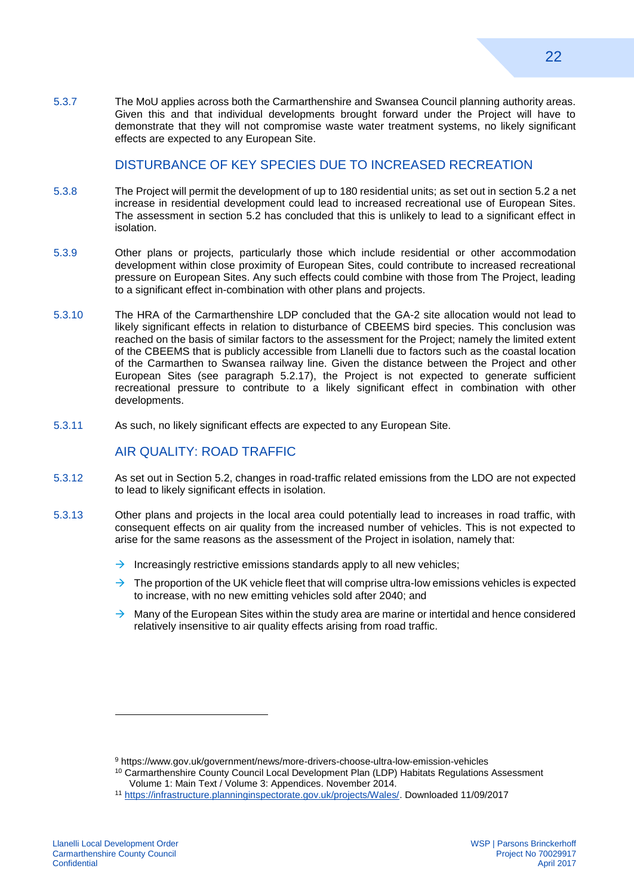5.3.7 The MoU applies across both the Carmarthenshire and Swansea Council planning authority areas. Given this and that individual developments brought forward under the Project will have to demonstrate that they will not compromise waste water treatment systems, no likely significant effects are expected to any European Site.

### DISTURBANCE OF KEY SPECIES DUE TO INCREASED RECREATION

5.3.8 The Project will permit the development of up to 180 residential units; as set out in section 5.2 a net increase in residential development could lead to increased recreational use of European Sites. The assessment in section 5.2 has concluded that this is unlikely to lead to a significant effect in isolation.

5.3.9 Other plans or projects, particularly those which include residential or other accommodation development within close proximity of European Sites, could contribute to increased recreational pressure on European Sites. Any such effects could combine with those from The Project, leading to a significant effect in-combination with other plans and projects.

5.3.10 The HRA of the Carmarthenshire LDP concluded that the GA-2 site allocation would not lead to likely significant effects in relation to disturbance of CBEEMS bird species. This conclusion was reached on the basis of similar factors to the assessment for the Project; namely the limited extent of the CBEEMS that is publicly accessible from Llanelli due to factors such as the coastal location of the Carmarthen to Swansea railway line. Given the distance between the Project and other European Sites (see paragraph 5.2.17), the Project is not expected to generate sufficient recreational pressure to contribute to a likely significant effect in combination with other developments.

5.3.11 As such, no likely significant effects are expected to any European Site.

### AIR QUALITY: ROAD TRAFFIC

5.3.12 As set out in Section 5.2, changes in road-traffic related emissions from the LDO are not expected to lead to likely significant effects in isolation.

5.3.13 Other plans and projects in the local area could potentially lead to increases in road traffic, with consequent effects on air quality from the increased number of vehicles. This is not expected to arise for the same reasons as the assessment of the Project in isolation, namely that:

- Increasingly restrictive emissions standards apply to all new vehicles;
- The proportion of the UK vehicle fleet that will comprise ultra-low emissions vehicles is expected to increase, with no new emitting vehicles sold after 2040; and
- Many of the European Sites within the study area are marine or intertidal and hence considered relatively insensitive to air quality effects arising from road traffic.

---

[9] https://www.gov.uk/government/news/more-drivers-choose-ultra-low-emission-vehicles

[10] Carmarthenshire County Council Local Development Plan (LDP) Habitats Regulations Assessment Volume 1: Main Text / Volume 3: Appendices. November 2014.

[11] https://infrastructure.planninginspectorate.gov.uk/projects/Wales/. Downloaded 11/09/2017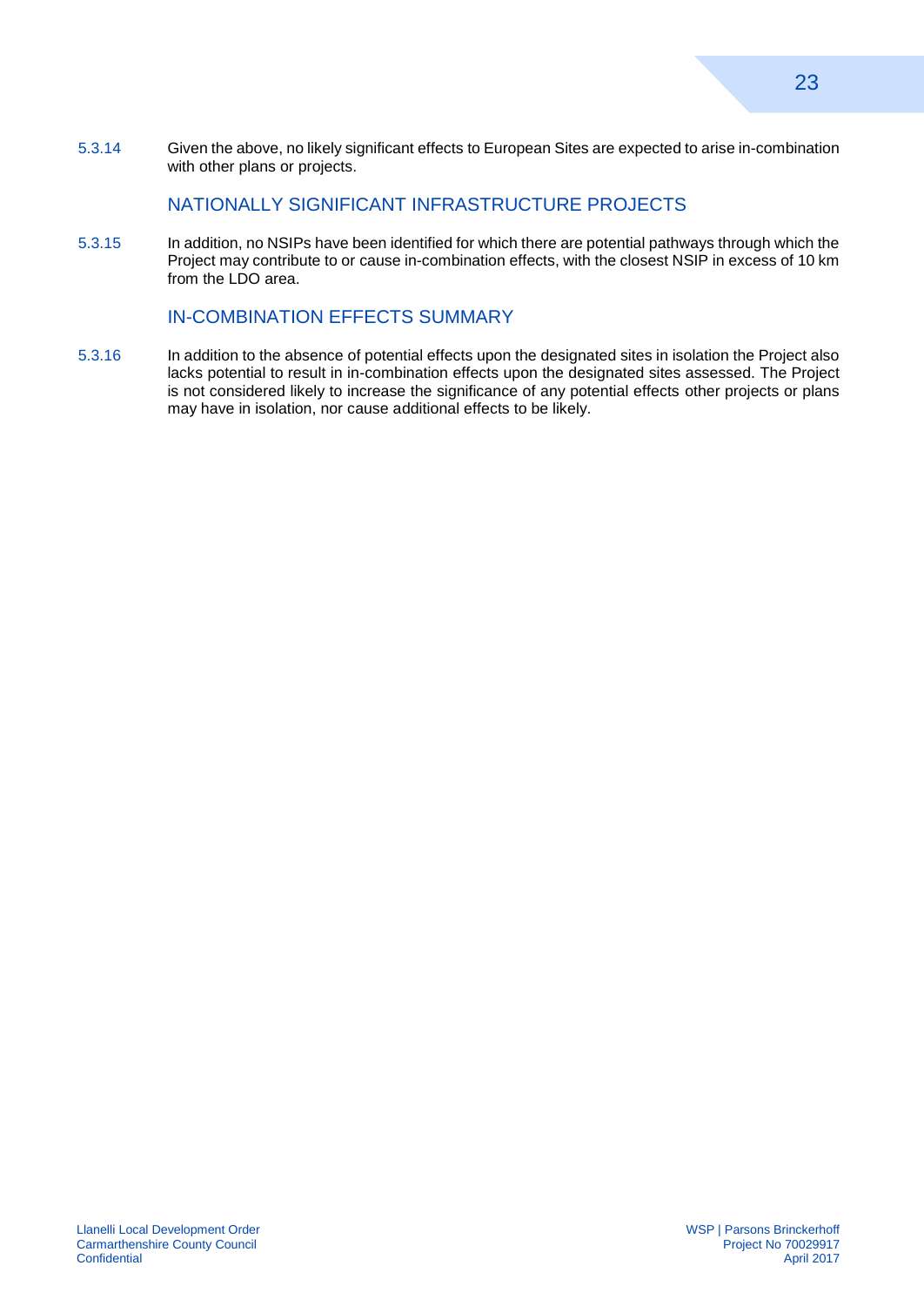5.3.14 Given the above, no likely significant effects to European Sites are expected to arise in-combination with other plans or projects.

### NATIONALLY SIGNIFICANT INFRASTRUCTURE PROJECTS

5.3.15 In addition, no NSIPs have been identified for which there are potential pathways through which the Project may contribute to or cause in-combination effects, with the closest NSIP in excess of 10 km from the LDO area.

### IN-COMBINATION EFFECTS SUMMARY

5.3.16 In addition to the absence of potential effects upon the designated sites in isolation the Project also lacks potential to result in in-combination effects upon the designated sites assessed. The Project is not considered likely to increase the significance of any potential effects other projects or plans may have in isolation, nor cause additional effects to be likely.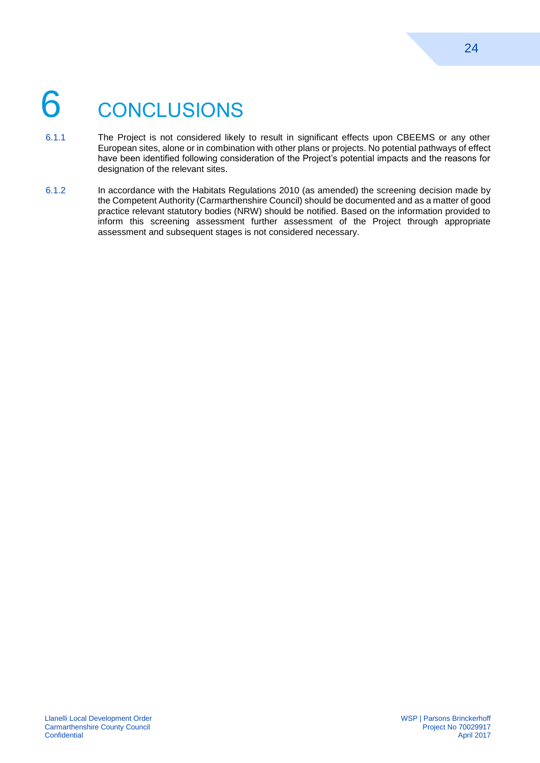# 6 CONCLUSIONS

6.1.1 The Project is not considered likely to result in significant effects upon CBEEMS or any other European sites, alone or in combination with other plans or projects. No potential pathways of effect have been identified following consideration of the Project's potential impacts and the reasons for designation of the relevant sites.

6.1.2 In accordance with the Habitats Regulations 2010 (as amended) the screening decision made by the Competent Authority (Carmarthenshire Council) should be documented and as a matter of good practice relevant statutory bodies (NRW) should be notified. Based on the information provided to inform this screening assessment further assessment of the Project through appropriate assessment and subsequent stages is not considered necessary.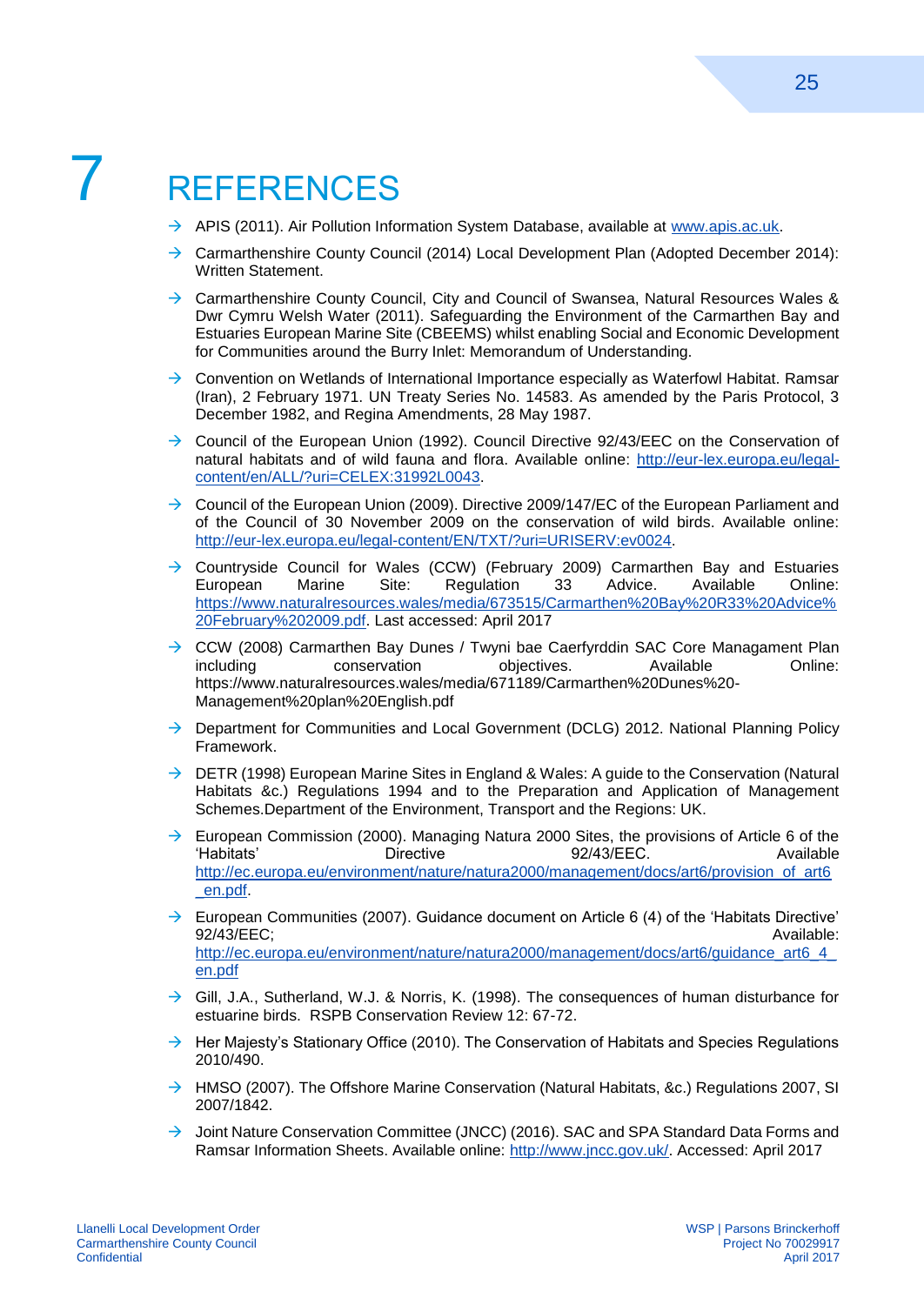# 7 REFERENCES

- APIS (2011). Air Pollution Information System Database, available at www.apis.ac.uk.
- Carmarthenshire County Council (2014) Local Development Plan (Adopted December 2014): Written Statement.
- Carmarthenshire County Council, City and Council of Swansea, Natural Resources Wales & Dwr Cymru Welsh Water (2011). Safeguarding the Environment of the Carmarthen Bay and Estuaries European Marine Site (CBEEMS) whilst enabling Social and Economic Development for Communities around the Burry Inlet: Memorandum of Understanding.
- Convention on Wetlands of International Importance especially as Waterfowl Habitat. Ramsar (Iran), 2 February 1971. UN Treaty Series No. 14583. As amended by the Paris Protocol, 3 December 1982, and Regina Amendments, 28 May 1987.
- Council of the European Union (1992). Council Directive 92/43/EEC on the Conservation of natural habitats and of wild fauna and flora. Available online: http://eur-lex.europa.eu/legal-content/en/ALL/?uri=CELEX:31992L0043.
- Council of the European Union (2009). Directive 2009/147/EC of the European Parliament and of the Council of 30 November 2009 on the conservation of wild birds. Available online: http://eur-lex.europa.eu/legal-content/EN/TXT/?uri=URISERV:ev0024.
- Countryside Council for Wales (CCW) (February 2009) Carmarthen Bay and Estuaries European Marine Site: Regulation 33 Advice. Available Online: https://www.naturalresources.wales/media/673515/Carmarthen%20Bay%20R33%20Advice%20February%202009.pdf. Last accessed: April 2017
- CCW (2008) Carmarthen Bay Dunes / Twyni bae Caerfyrddin SAC Core Managament Plan including conservation objectives. Available Online: https://www.naturalresources.wales/media/671189/Carmarthen%20Dunes%20-Management%20plan%20English.pdf
- Department for Communities and Local Government (DCLG) 2012. National Planning Policy Framework.
- DETR (1998) European Marine Sites in England & Wales: A guide to the Conservation (Natural Habitats &c.) Regulations 1994 and to the Preparation and Application of Management Schemes.Department of the Environment, Transport and the Regions: UK.
- European Commission (2000). Managing Natura 2000 Sites, the provisions of Article 6 of the 'Habitats' Directive 92/43/EEC. Available http://ec.europa.eu/environment/nature/natura2000/management/docs/art6/provision_of_art6_en.pdf.
- European Communities (2007). Guidance document on Article 6 (4) of the 'Habitats Directive' 92/43/EEC; Available: http://ec.europa.eu/environment/nature/natura2000/management/docs/art6/guidance_art6_4_en.pdf
- Gill, J.A., Sutherland, W.J. & Norris, K. (1998). The consequences of human disturbance for estuarine birds. RSPB Conservation Review 12: 67-72.
- Her Majesty's Stationary Office (2010). The Conservation of Habitats and Species Regulations 2010/490.
- HMSO (2007). The Offshore Marine Conservation (Natural Habitats, &c.) Regulations 2007, SI 2007/1842.
- Joint Nature Conservation Committee (JNCC) (2016). SAC and SPA Standard Data Forms and Ramsar Information Sheets. Available online: http://www.jncc.gov.uk/. Accessed: April 2017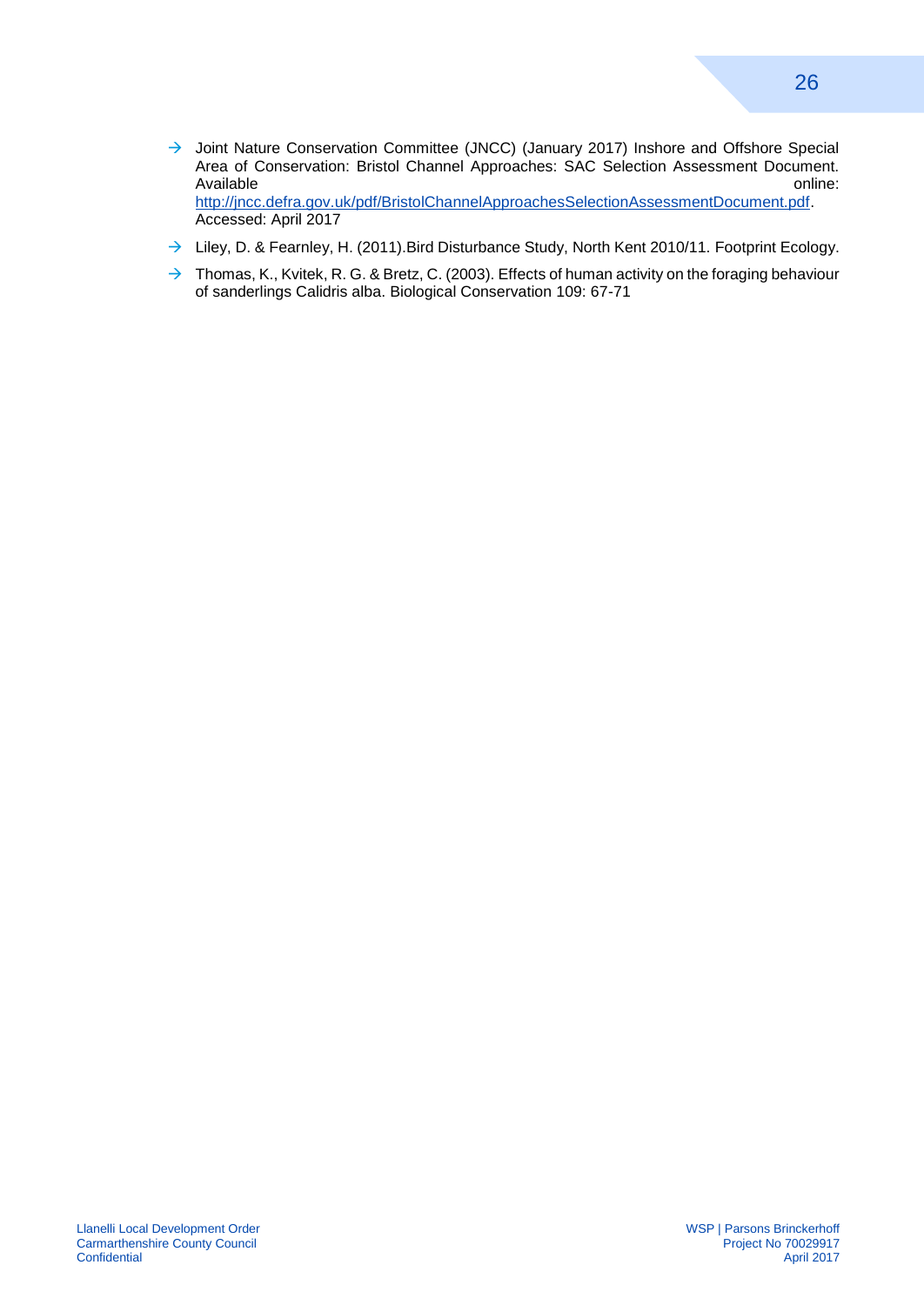- Joint Nature Conservation Committee (JNCC) (January 2017) Inshore and Offshore Special Area of Conservation: Bristol Channel Approaches: SAC Selection Assessment Document. Available online: http://jncc.defra.gov.uk/pdf/BristolChannelApproachesSelectionAssessmentDocument.pdf. Accessed: April 2017
- Liley, D. & Fearnley, H. (2011).Bird Disturbance Study, North Kent 2010/11. Footprint Ecology.
- Thomas, K., Kvitek, R. G. & Bretz, C. (2003). Effects of human activity on the foraging behaviour of sanderlings Calidris alba. Biological Conservation 109: 67-71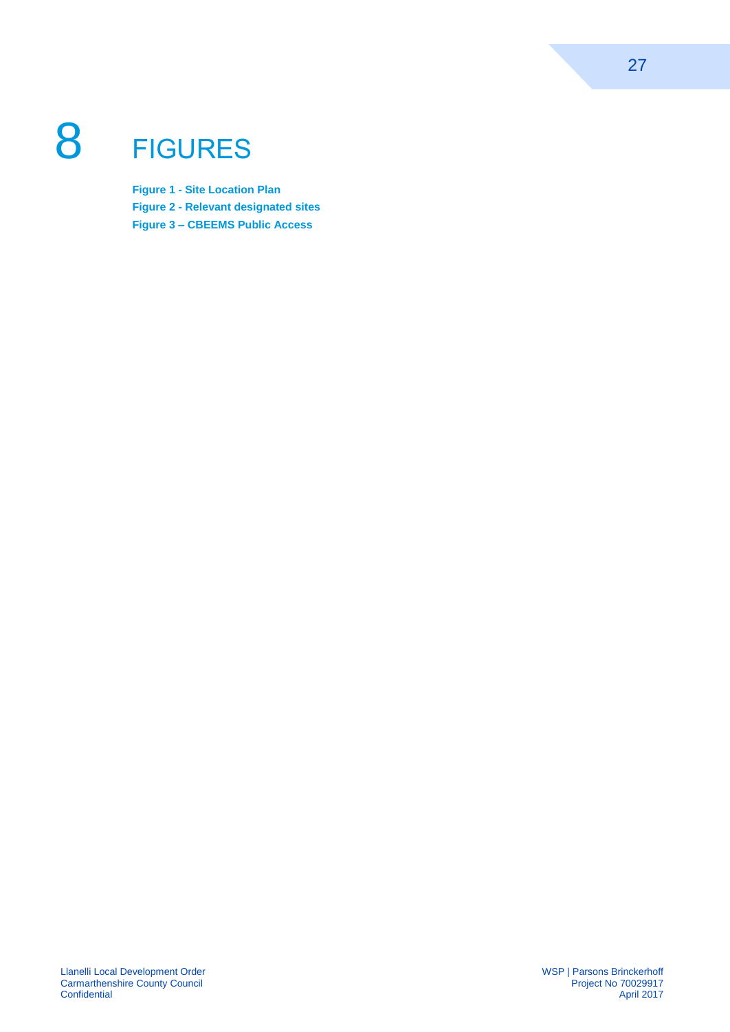# 8 FIGURES

**Figure 1 - Site Location Plan**
**Figure 2 - Relevant designated sites**
**Figure 3 – CBEEMS Public Access**